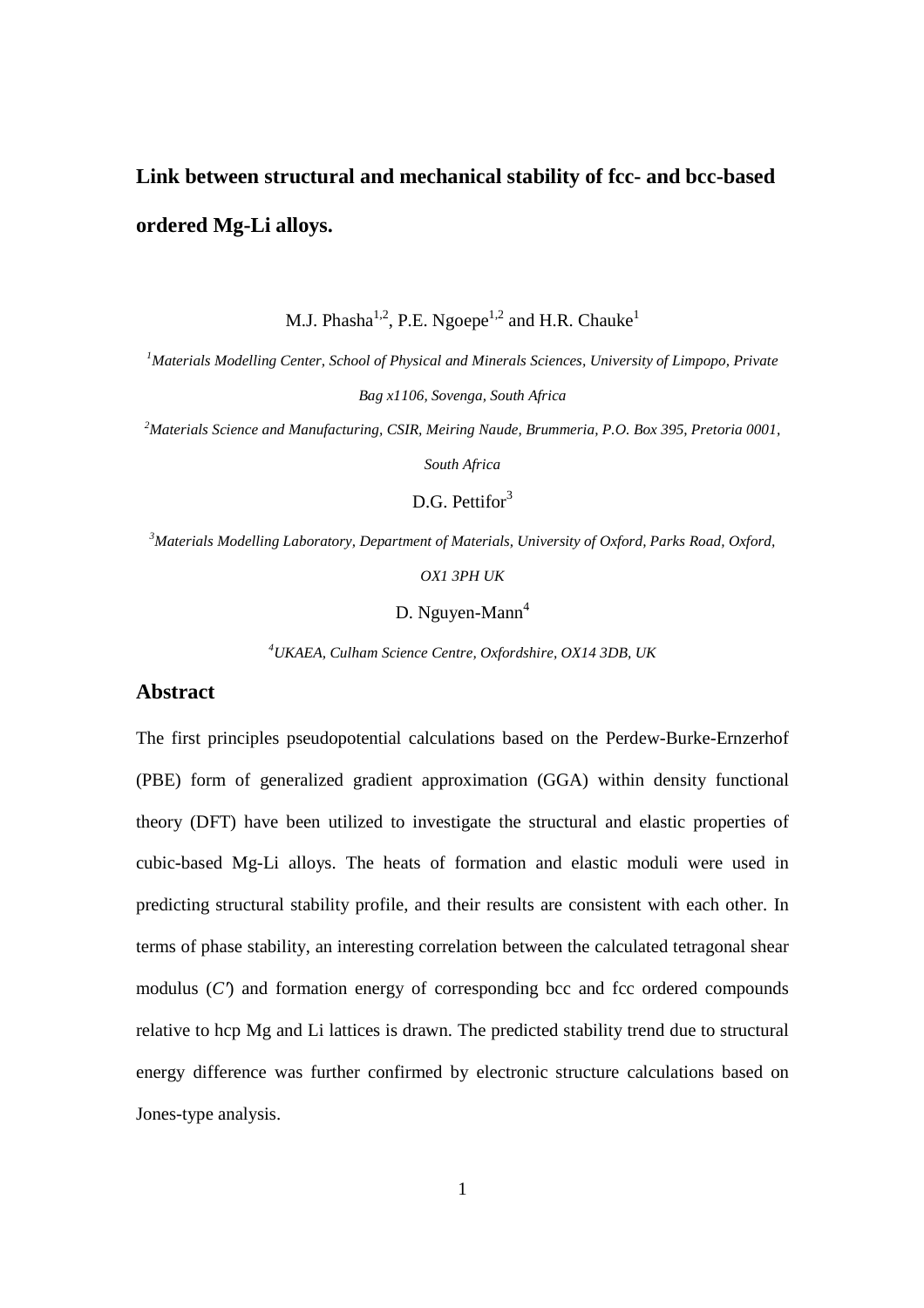# Link between structural and mechanical stability of fcc- and bcc-based ordered Mg-Li alloys.

M.J. Phasha[1,2], P.E. Ngoepe[1,2] and H.R. Chauke[1]

[1]*Materials Modelling Center, School of Physical and Minerals Sciences, University of Limpopo, Private Bag x1106, Sovenga, South Africa*

[2]*Materials Science and Manufacturing, CSIR, Meiring Naude, Brummeria, P.O. Box 395, Pretoria 0001, South Africa*

D.G. Pettifor[3]

[3]*Materials Modelling Laboratory, Department of Materials, University of Oxford, Parks Road, Oxford, OX1 3PH UK*

D. Nguyen-Mann[4]

[4]*UKAEA, Culham Science Centre, Oxfordshire, OX14 3DB, UK*

## Abstract

The first principles pseudopotential calculations based on the Perdew-Burke-Ernzerhof (PBE) form of generalized gradient approximation (GGA) within density functional theory (DFT) have been utilized to investigate the structural and elastic properties of cubic-based Mg-Li alloys. The heats of formation and elastic moduli were used in predicting structural stability profile, and their results are consistent with each other. In terms of phase stability, an interesting correlation between the calculated tetragonal shear modulus ($C'$) and formation energy of corresponding bcc and fcc ordered compounds relative to hcp Mg and Li lattices is drawn. The predicted stability trend due to structural energy difference was further confirmed by electronic structure calculations based on Jones-type analysis.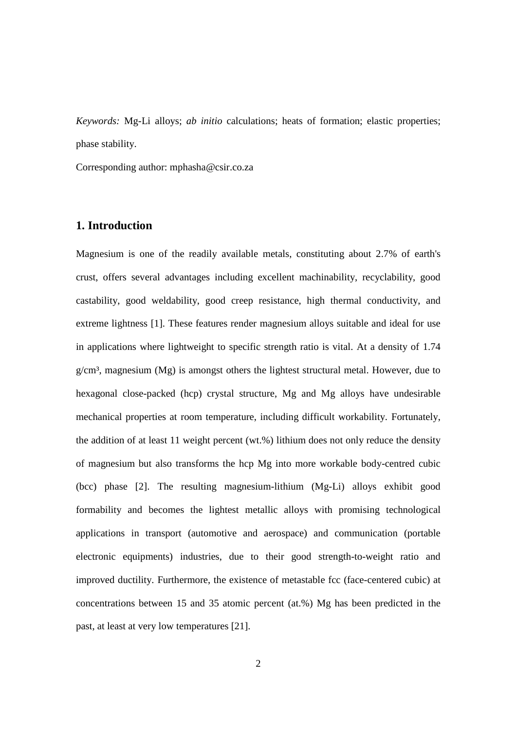*Keywords:* Mg-Li alloys; *ab initio* calculations; heats of formation; elastic properties; phase stability.

Corresponding author: mphasha@csir.co.za

## 1. Introduction

Magnesium is one of the readily available metals, constituting about 2.7% of earth's crust, offers several advantages including excellent machinability, recyclability, good castability, good weldability, good creep resistance, high thermal conductivity, and extreme lightness [1]. These features render magnesium alloys suitable and ideal for use in applications where lightweight to specific strength ratio is vital. At a density of 1.74 $g/cm^3$, magnesium (Mg) is amongst others the lightest structural metal. However, due to hexagonal close-packed (hcp) crystal structure, Mg and Mg alloys have undesirable mechanical properties at room temperature, including difficult workability. Fortunately, the addition of at least 11 weight percent (wt.%) lithium does not only reduce the density of magnesium but also transforms the hcp Mg into more workable body-centred cubic (bcc) phase [2]. The resulting magnesium-lithium (Mg-Li) alloys exhibit good formability and becomes the lightest metallic alloys with promising technological applications in transport (automotive and aerospace) and communication (portable electronic equipments) industries, due to their good strength-to-weight ratio and improved ductility. Furthermore, the existence of metastable fcc (face-centered cubic) at concentrations between 15 and 35 atomic percent (at.%) Mg has been predicted in the past, at least at very low temperatures [21].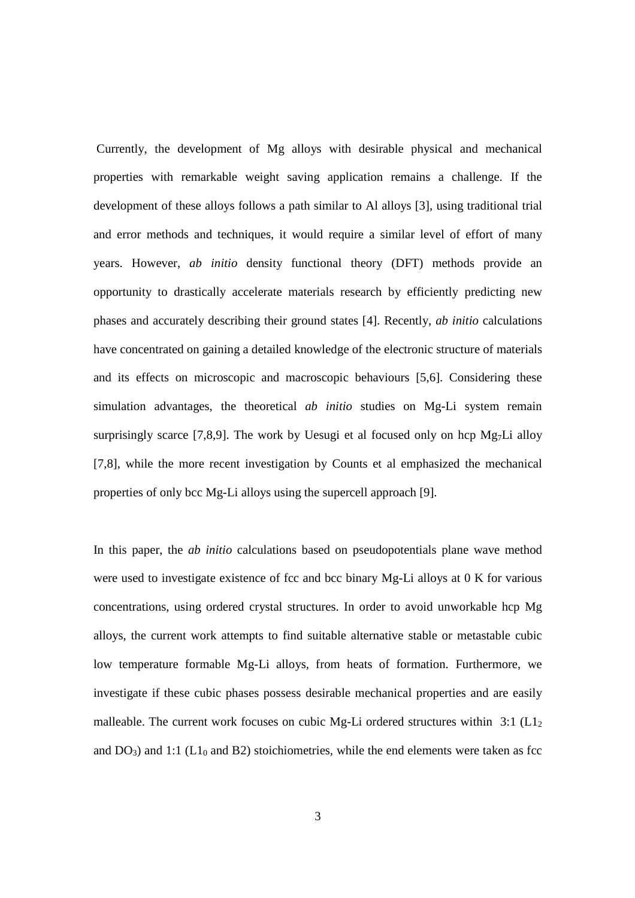Currently, the development of Mg alloys with desirable physical and mechanical properties with remarkable weight saving application remains a challenge. If the development of these alloys follows a path similar to Al alloys [3], using traditional trial and error methods and techniques, it would require a similar level of effort of many years. However, *ab initio* density functional theory (DFT) methods provide an opportunity to drastically accelerate materials research by efficiently predicting new phases and accurately describing their ground states [4]. Recently, *ab initio* calculations have concentrated on gaining a detailed knowledge of the electronic structure of materials and its effects on microscopic and macroscopic behaviours [5,6]. Considering these simulation advantages, the theoretical *ab initio* studies on Mg-Li system remain surprisingly scarce [7,8,9]. The work by Uesugi et al focused only on hcp $Mg_7Li$ alloy [7,8], while the more recent investigation by Counts et al emphasized the mechanical properties of only bcc Mg-Li alloys using the supercell approach [9].

In this paper, the *ab initio* calculations based on pseudopotentials plane wave method were used to investigate existence of fcc and bcc binary Mg-Li alloys at 0 K for various concentrations, using ordered crystal structures. In order to avoid unworkable hcp Mg alloys, the current work attempts to find suitable alternative stable or metastable cubic low temperature formable Mg-Li alloys, from heats of formation. Furthermore, we investigate if these cubic phases possess desirable mechanical properties and are easily malleable. The current work focuses on cubic Mg-Li ordered structures within 3:1 ($L1_2$ and $DO_3$) and 1:1 ($L1_0$ and B2) stoichiometries, while the end elements were taken as fcc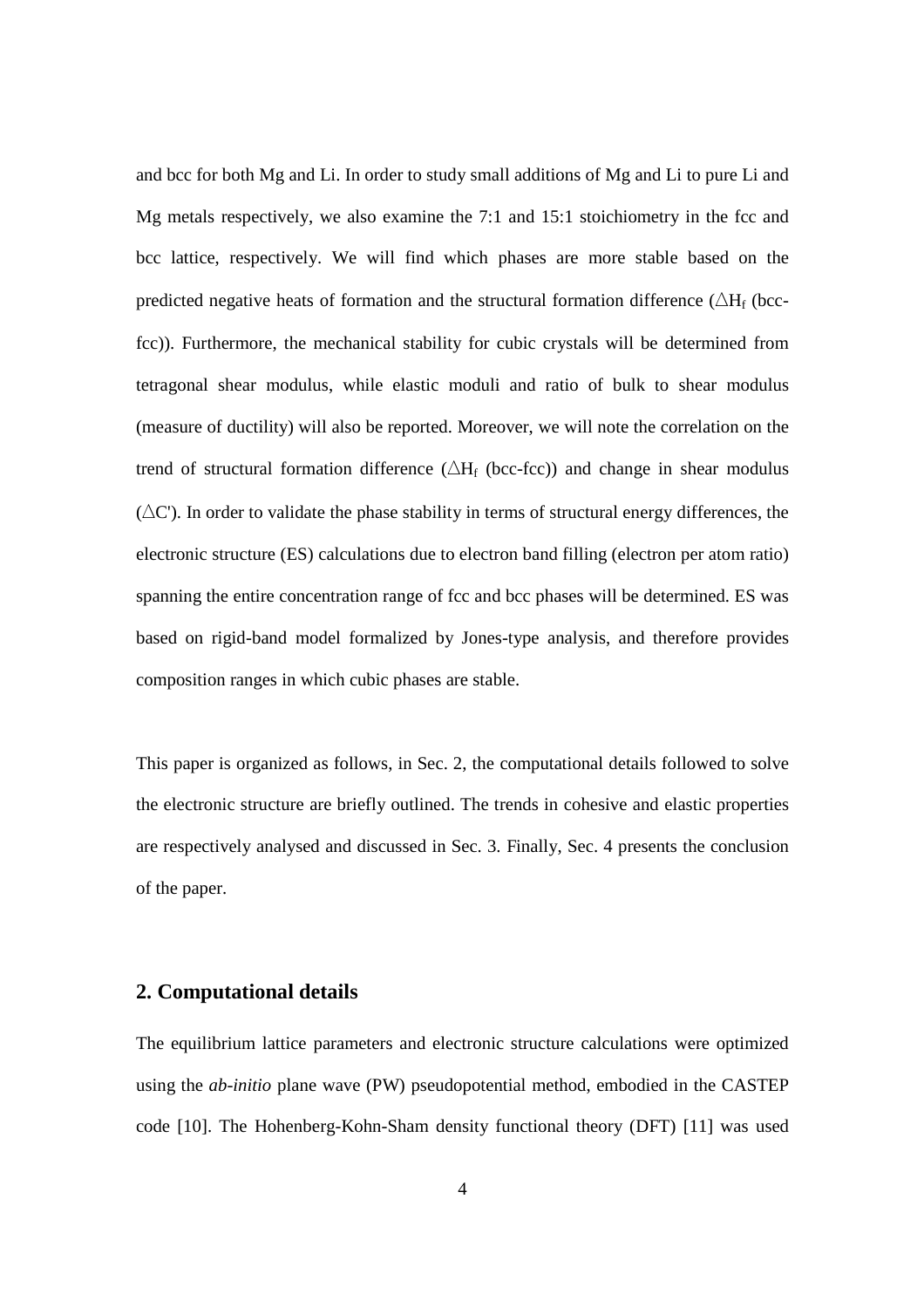and bcc for both Mg and Li. In order to study small additions of Mg and Li to pure Li and Mg metals respectively, we also examine the 7:1 and 15:1 stoichiometry in the fcc and bcc lattice, respectively. We will find which phases are more stable based on the predicted negative heats of formation and the structural formation difference ($\triangle H_f$ (bcc-fcc)). Furthermore, the mechanical stability for cubic crystals will be determined from tetragonal shear modulus, while elastic moduli and ratio of bulk to shear modulus (measure of ductility) will also be reported. Moreover, we will note the correlation on the trend of structural formation difference ($\triangle H_f$ (bcc-fcc)) and change in shear modulus ($\triangle C'$). In order to validate the phase stability in terms of structural energy differences, the electronic structure (ES) calculations due to electron band filling (electron per atom ratio) spanning the entire concentration range of fcc and bcc phases will be determined. ES was based on rigid-band model formalized by Jones-type analysis, and therefore provides composition ranges in which cubic phases are stable.

This paper is organized as follows, in Sec. 2, the computational details followed to solve the electronic structure are briefly outlined. The trends in cohesive and elastic properties are respectively analysed and discussed in Sec. 3. Finally, Sec. 4 presents the conclusion of the paper.

## 2. Computational details

The equilibrium lattice parameters and electronic structure calculations were optimized using the *ab-initio* plane wave (PW) pseudopotential method, embodied in the CASTEP code [10]. The Hohenberg-Kohn-Sham density functional theory (DFT) [11] was used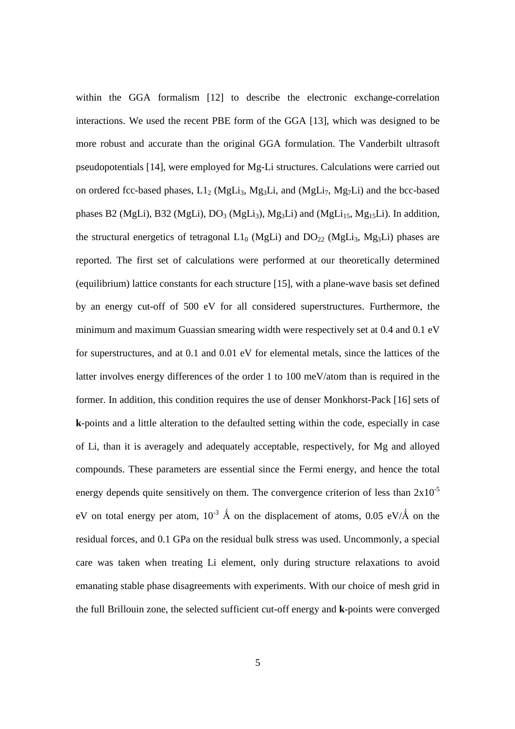within the GGA formalism [12] to describe the electronic exchange-correlation interactions. We used the recent PBE form of the GGA [13], which was designed to be more robust and accurate than the original GGA formulation. The Vanderbilt ultrasoft pseudopotentials [14], were employed for Mg-Li structures. Calculations were carried out on ordered fcc-based phases, $L1_2$ ($MgLi_3$, $Mg_3Li$, and ($MgLi_7$, $Mg_7Li$) and the bcc-based phases B2 (MgLi), B32 (MgLi), $DO_3$ ($MgLi_3$), $Mg_3Li$) and ($MgLi_{15}$, $Mg_{15}Li$). In addition, the structural energetics of tetragonal $L1_0$ (MgLi) and $DO_{22}$ ($MgLi_3$, $Mg_3Li$) phases are reported. The first set of calculations were performed at our theoretically determined (equilibrium) lattice constants for each structure [15], with a plane-wave basis set defined by an energy cut-off of 500 eV for all considered superstructures. Furthermore, the minimum and maximum Guassian smearing width were respectively set at 0.4 and 0.1 eV for superstructures, and at 0.1 and 0.01 eV for elemental metals, since the lattices of the latter involves energy differences of the order 1 to 100 meV/atom than is required in the former. In addition, this condition requires the use of denser Monkhorst-Pack [16] sets of **k**-points and a little alteration to the defaulted setting within the code, especially in case of Li, than it is averagely and adequately acceptable, respectively, for Mg and alloyed compounds. These parameters are essential since the Fermi energy, and hence the total energy depends quite sensitively on them. The convergence criterion of less than $2x10^{-5}$ eV on total energy per atom, $10^{-3}$ Ǻ on the displacement of atoms, 0.05 eV/Ǻ on the residual forces, and 0.1 GPa on the residual bulk stress was used. Uncommonly, a special care was taken when treating Li element, only during structure relaxations to avoid emanating stable phase disagreements with experiments. With our choice of mesh grid in the full Brillouin zone, the selected sufficient cut-off energy and **k**-points were converged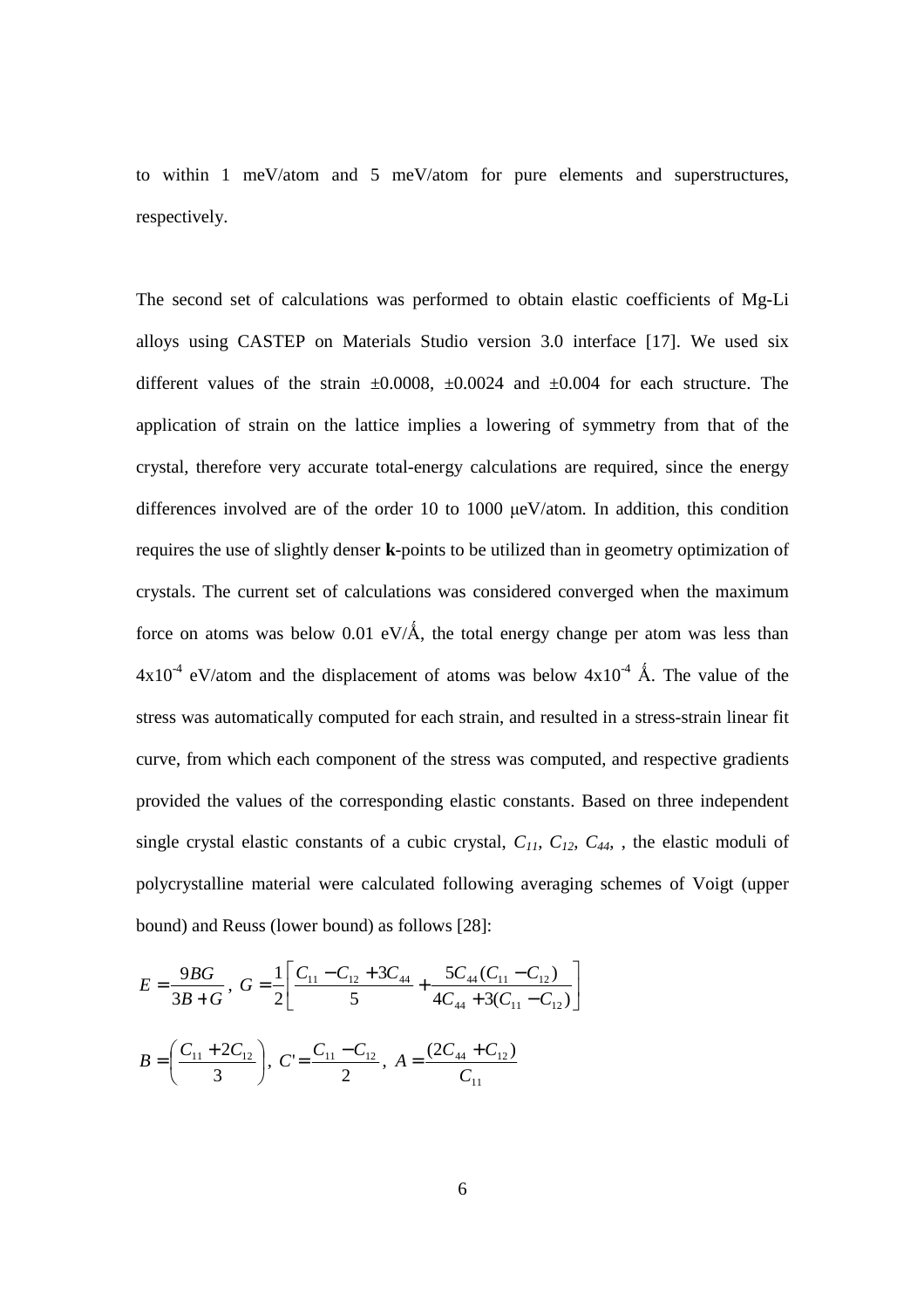to within 1 meV/atom and 5 meV/atom for pure elements and superstructures, respectively.

The second set of calculations was performed to obtain elastic coefficients of Mg-Li alloys using CASTEP on Materials Studio version 3.0 interface [17]. We used six different values of the strain ±0.0008, ±0.0024 and ±0.004 for each structure. The application of strain on the lattice implies a lowering of symmetry from that of the crystal, therefore very accurate total-energy calculations are required, since the energy differences involved are of the order 10 to 1000 μeV/atom. In addition, this condition requires the use of slightly denser **k**-points to be utilized than in geometry optimization of crystals. The current set of calculations was considered converged when the maximum force on atoms was below 0.01 eV/Ǻ, the total energy change per atom was less than $4x10^{-4}$ eV/atom and the displacement of atoms was below $4x10^{-4}$ Ǻ. The value of the stress was automatically computed for each strain, and resulted in a stress-strain linear fit curve, from which each component of the stress was computed, and respective gradients provided the values of the corresponding elastic constants. Based on three independent single crystal elastic constants of a cubic crystal, $C_{11}$, $C_{12}$, $C_{44}$, , the elastic moduli of polycrystalline material were calculated following averaging schemes of Voigt (upper bound) and Reuss (lower bound) as follows [28]:

$$E = \frac{9BG}{3B+G}, \; G = \frac{1}{2}\left[\frac{C_{11} - C_{12} + 3C_{44}}{5} + \frac{5C_{44}(C_{11} - C_{12})}{4C_{44} + 3(C_{11} - C_{12})}\right]$$

$$B = \left(\frac{C_{11} + 2C_{12}}{3}\right), \; C' = \frac{C_{11} - C_{12}}{2}, \; A = \frac{(2C_{44} + C_{12})}{C_{11}}$$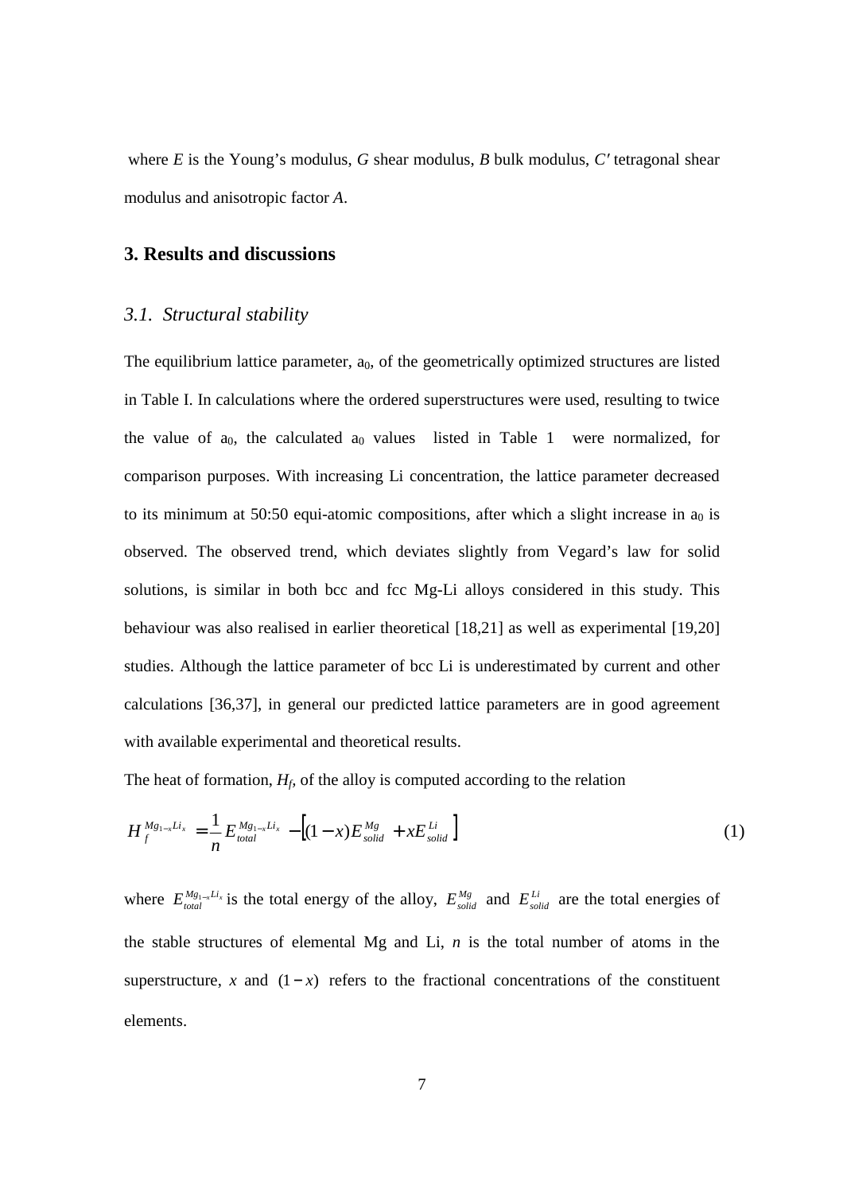where $E$ is the Young's modulus, $G$ shear modulus, $B$ bulk modulus, $C'$ tetragonal shear modulus and anisotropic factor $A$.

## 3. Results and discussions

### *3.1. Structural stability*

The equilibrium lattice parameter, $a_0$, of the geometrically optimized structures are listed in Table I. In calculations where the ordered superstructures were used, resulting to twice the value of $a_0$, the calculated $a_0$ values listed in Table 1 were normalized, for comparison purposes. With increasing Li concentration, the lattice parameter decreased to its minimum at 50:50 equi-atomic compositions, after which a slight increase in $a_0$ is observed. The observed trend, which deviates slightly from Vegard's law for solid solutions, is similar in both bcc and fcc Mg-Li alloys considered in this study. This behaviour was also realised in earlier theoretical [18,21] as well as experimental [19,20] studies. Although the lattice parameter of bcc Li is underestimated by current and other calculations [36,37], in general our predicted lattice parameters are in good agreement with available experimental and theoretical results.

The heat of formation, $H_f$, of the alloy is computed according to the relation

$$H_f^{Mg_{1-x}Li_x} = \frac{1}{n} E_{total}^{Mg_{1-x}Li_x} - \left[(1-x)E_{solid}^{Mg} + xE_{solid}^{Li}\right] \tag{1}$$

where $E_{total}^{Mg_{1-x}Li_x}$ is the total energy of the alloy, $E_{solid}^{Mg}$ and $E_{solid}^{Li}$ are the total energies of the stable structures of elemental Mg and Li, $n$ is the total number of atoms in the superstructure, $x$ and $(1-x)$ refers to the fractional concentrations of the constituent elements.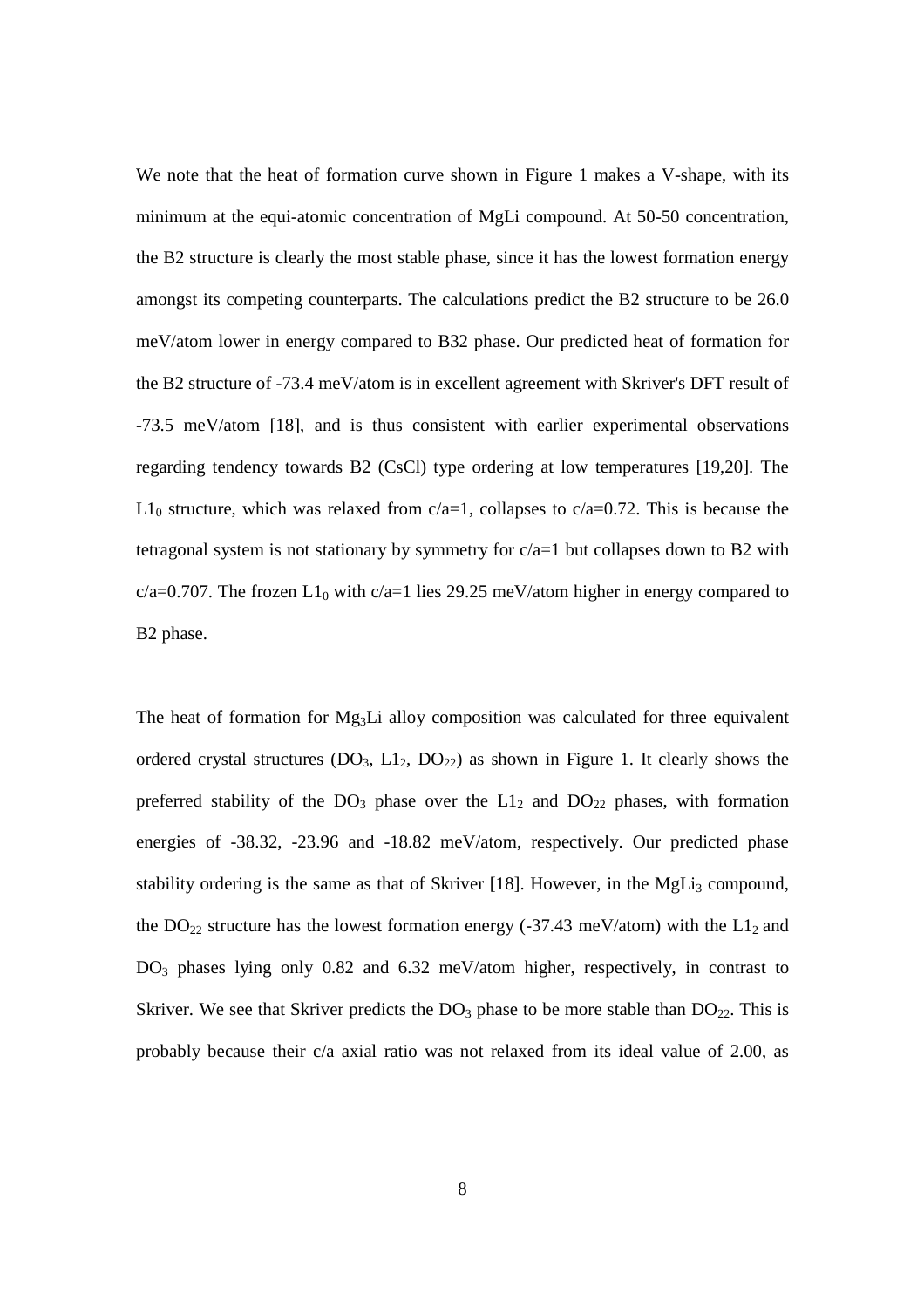We note that the heat of formation curve shown in Figure 1 makes a V-shape, with its minimum at the equi-atomic concentration of MgLi compound. At 50-50 concentration, the B2 structure is clearly the most stable phase, since it has the lowest formation energy amongst its competing counterparts. The calculations predict the B2 structure to be 26.0 meV/atom lower in energy compared to B32 phase. Our predicted heat of formation for the B2 structure of -73.4 meV/atom is in excellent agreement with Skriver's DFT result of -73.5 meV/atom [18], and is thus consistent with earlier experimental observations regarding tendency towards B2 (CsCl) type ordering at low temperatures [19,20]. The $L1_0$ structure, which was relaxed from c/a=1, collapses to c/a=0.72. This is because the tetragonal system is not stationary by symmetry for c/a=1 but collapses down to B2 with c/a=0.707. The frozen $L1_0$ with c/a=1 lies 29.25 meV/atom higher in energy compared to B2 phase.

The heat of formation for $Mg_3Li$ alloy composition was calculated for three equivalent ordered crystal structures ($DO_3$, $L1_2$, $DO_{22}$) as shown in Figure 1. It clearly shows the preferred stability of the $DO_3$ phase over the $L1_2$ and $DO_{22}$ phases, with formation energies of -38.32, -23.96 and -18.82 meV/atom, respectively. Our predicted phase stability ordering is the same as that of Skriver [18]. However, in the $MgLi_3$ compound, the $DO_{22}$ structure has the lowest formation energy (-37.43 meV/atom) with the $L1_2$ and $DO_3$ phases lying only 0.82 and 6.32 meV/atom higher, respectively, in contrast to Skriver. We see that Skriver predicts the $DO_3$ phase to be more stable than $DO_{22}$. This is probably because their c/a axial ratio was not relaxed from its ideal value of 2.00, as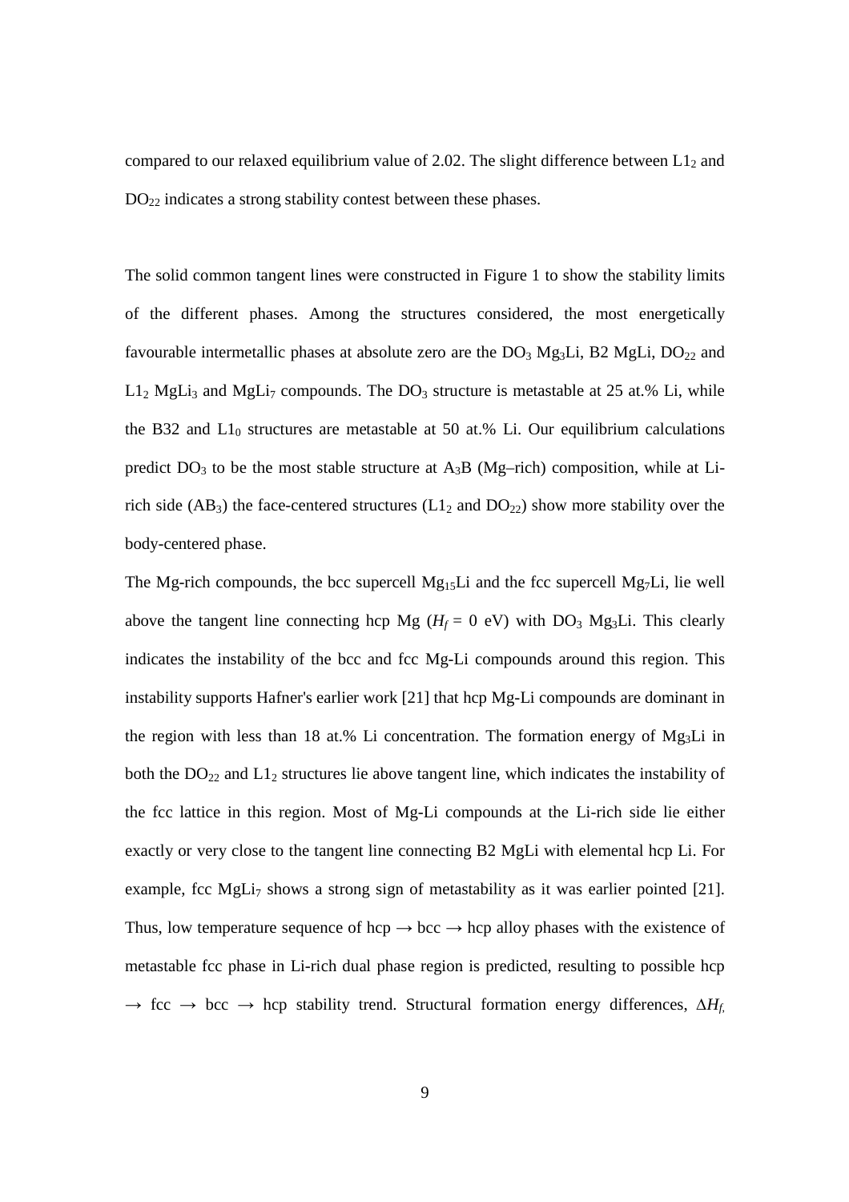compared to our relaxed equilibrium value of 2.02. The slight difference between $L1_2$ and $DO_{22}$ indicates a strong stability contest between these phases.

The solid common tangent lines were constructed in Figure 1 to show the stability limits of the different phases. Among the structures considered, the most energetically favourable intermetallic phases at absolute zero are the $DO_3$ $Mg_3Li$, B2 MgLi, $DO_{22}$ and $L1_2$ $MgLi_3$ and $MgLi_7$ compounds. The $DO_3$ structure is metastable at 25 at.% Li, while the B32 and $L1_0$ structures are metastable at 50 at.% Li. Our equilibrium calculations predict $DO_3$ to be the most stable structure at $A_3B$ (Mg–rich) composition, while at Li-rich side ($AB_3$) the face-centered structures ($L1_2$ and $DO_{22}$) show more stability over the body-centered phase.

The Mg-rich compounds, the bcc supercell $Mg_{15}Li$ and the fcc supercell $Mg_7Li$, lie well above the tangent line connecting hcp Mg ($H_f$ = 0 eV) with $DO_3$ $Mg_3Li$. This clearly indicates the instability of the bcc and fcc Mg-Li compounds around this region. This instability supports Hafner's earlier work [21] that hcp Mg-Li compounds are dominant in the region with less than 18 at.% Li concentration. The formation energy of $Mg_3Li$ in both the $DO_{22}$ and $L1_2$ structures lie above tangent line, which indicates the instability of the fcc lattice in this region. Most of Mg-Li compounds at the Li-rich side lie either exactly or very close to the tangent line connecting B2 MgLi with elemental hcp Li. For example, fcc $MgLi_7$ shows a strong sign of metastability as it was earlier pointed [21]. Thus, low temperature sequence of hcp → bcc → hcp alloy phases with the existence of metastable fcc phase in Li-rich dual phase region is predicted, resulting to possible hcp → fcc → bcc → hcp stability trend. Structural formation energy differences, $\Delta H_f$,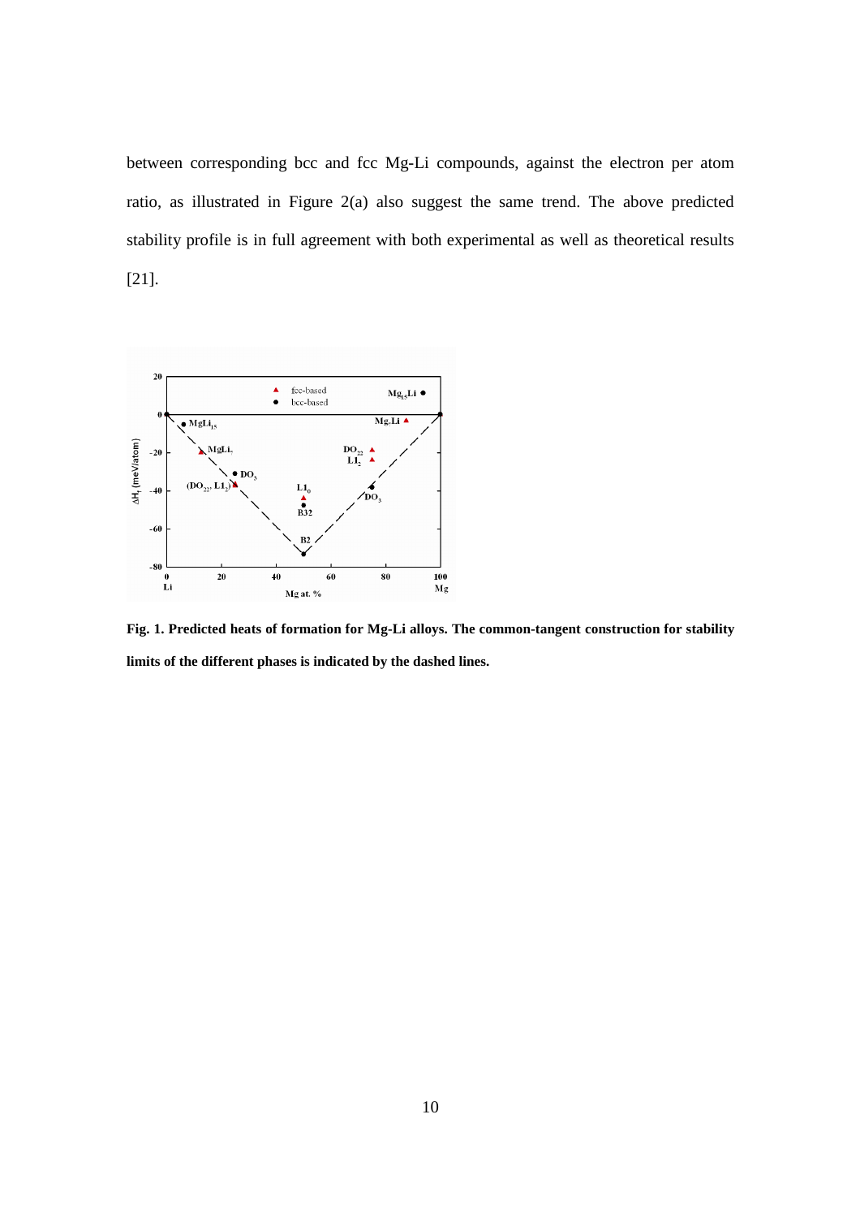between corresponding bcc and fcc Mg-Li compounds, against the electron per atom ratio, as illustrated in Figure 2(a) also suggest the same trend. The above predicted stability profile is in full agreement with both experimental as well as theoretical results [21].

**Fig. 1. Predicted heats of formation for Mg-Li alloys. The common-tangent construction for stability limits of the different phases is indicated by the dashed lines.**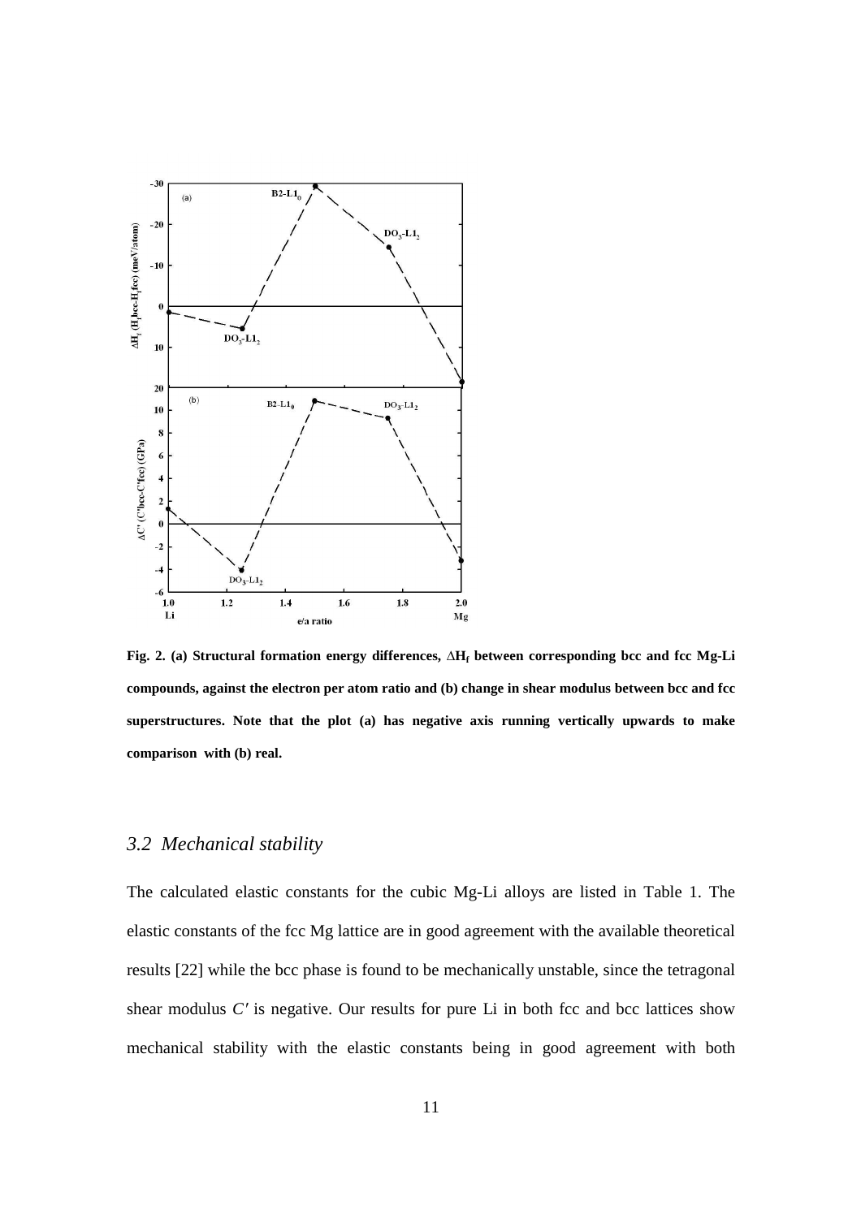**Fig. 2. (a) Structural formation energy differences, $\Delta H_f$ between corresponding bcc and fcc Mg-Li compounds, against the electron per atom ratio and (b) change in shear modulus between bcc and fcc superstructures. Note that the plot (a) has negative axis running vertically upwards to make comparison with (b) real.**

### *3.2 Mechanical stability*

The calculated elastic constants for the cubic Mg-Li alloys are listed in Table 1. The elastic constants of the fcc Mg lattice are in good agreement with the available theoretical results [22] while the bcc phase is found to be mechanically unstable, since the tetragonal shear modulus $C'$ is negative. Our results for pure Li in both fcc and bcc lattices show mechanical stability with the elastic constants being in good agreement with both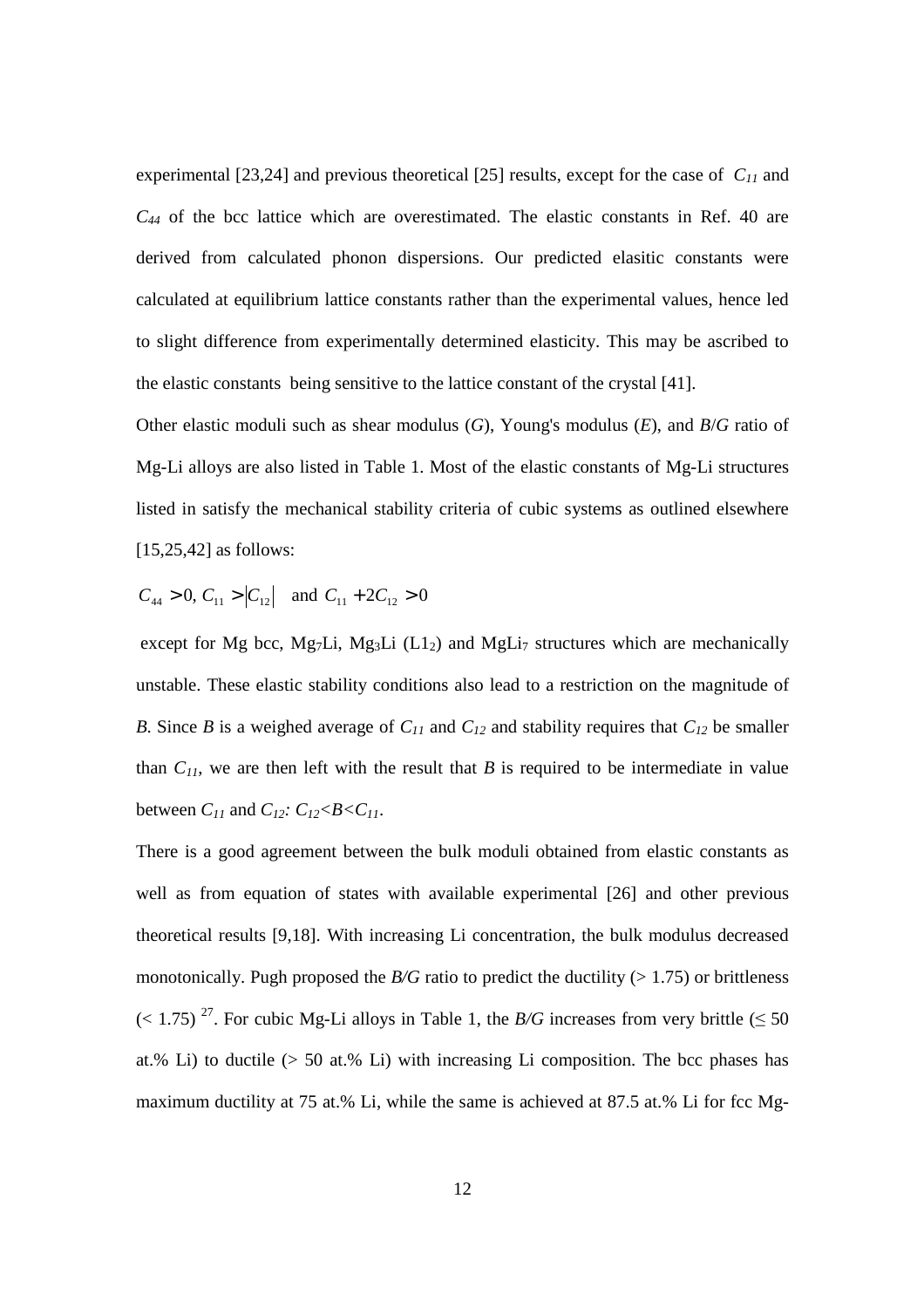experimental [23,24] and previous theoretical [25] results, except for the case of $C_{11}$ and $C_{44}$ of the bcc lattice which are overestimated. The elastic constants in Ref. 40 are derived from calculated phonon dispersions. Our predicted elasitic constants were calculated at equilibrium lattice constants rather than the experimental values, hence led to slight difference from experimentally determined elasticity. This may be ascribed to the elastic constants being sensitive to the lattice constant of the crystal [41].

Other elastic moduli such as shear modulus (*G*), Young's modulus (*E*), and *B*/*G* ratio of Mg-Li alloys are also listed in Table 1. Most of the elastic constants of Mg-Li structures listed in satisfy the mechanical stability criteria of cubic systems as outlined elsewhere [15,25,42] as follows:

$$C_{44} > 0,\ C_{11} > |C_{12}| \quad \text{and} \quad C_{11} + 2C_{12} > 0$$

except for Mg bcc, $Mg_7Li$, $Mg_3Li$ ($L1_2$) and $MgLi_7$ structures which are mechanically unstable. These elastic stability conditions also lead to a restriction on the magnitude of *B*. Since *B* is a weighed average of $C_{11}$ and $C_{12}$ and stability requires that $C_{12}$ be smaller than $C_{11}$, we are then left with the result that *B* is required to be intermediate in value between $C_{11}$ and $C_{12}$: $C_{12}<B<C_{11}$.

There is a good agreement between the bulk moduli obtained from elastic constants as well as from equation of states with available experimental [26] and other previous theoretical results [9,18]. With increasing Li concentration, the bulk modulus decreased monotonically. Pugh proposed the *B/G* ratio to predict the ductility (> 1.75) or brittleness (< 1.75) [27]. For cubic Mg-Li alloys in Table 1, the *B/G* increases from very brittle (≤ 50 at.% Li) to ductile (> 50 at.% Li) with increasing Li composition. The bcc phases has maximum ductility at 75 at.% Li, while the same is achieved at 87.5 at.% Li for fcc Mg-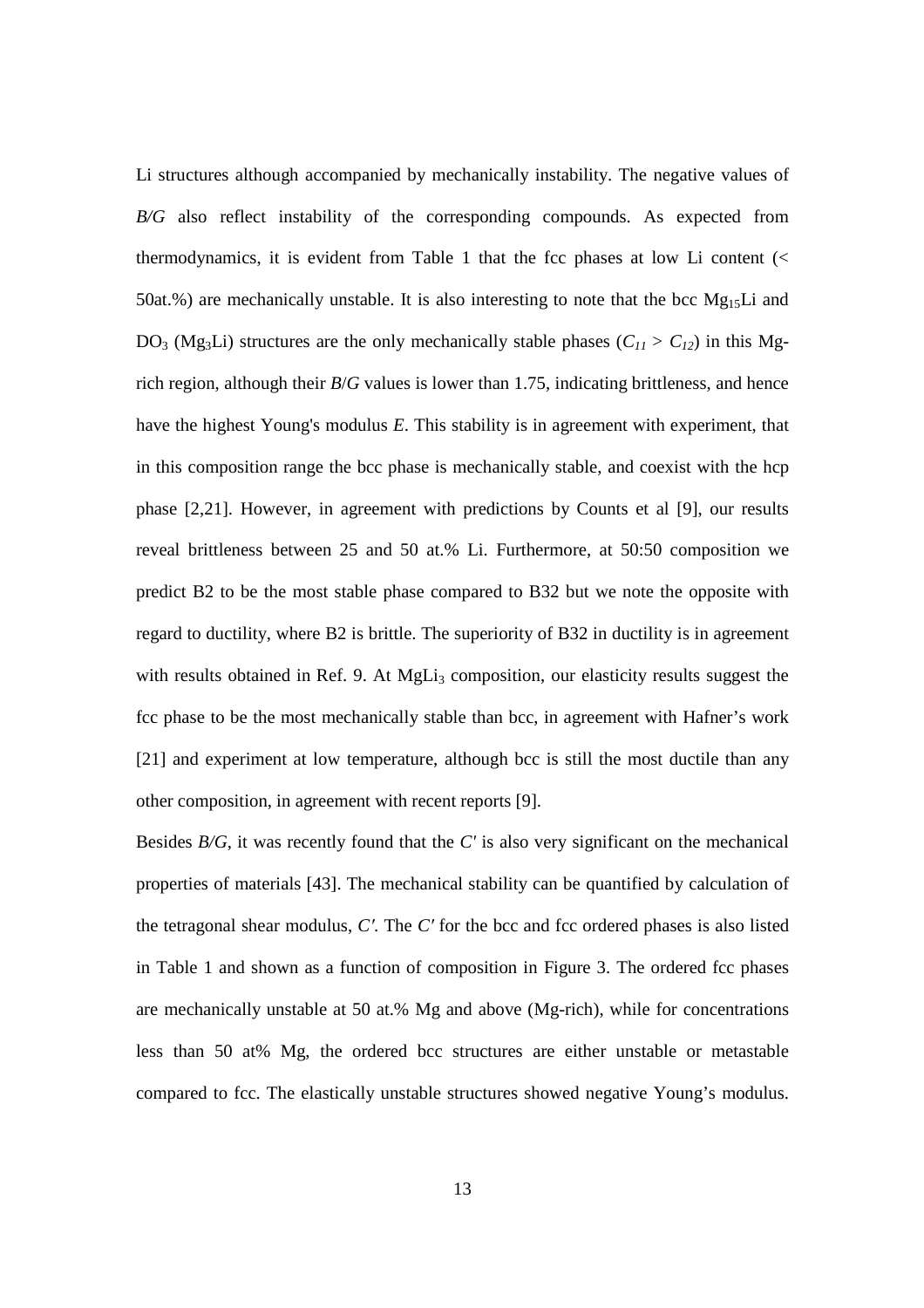Li structures although accompanied by mechanically instability. The negative values of *B/G* also reflect instability of the corresponding compounds. As expected from thermodynamics, it is evident from Table 1 that the fcc phases at low Li content (< 50at.%) are mechanically unstable. It is also interesting to note that the bcc $Mg_{15}Li$ and $DO_3$ ($Mg_3Li$) structures are the only mechanically stable phases ($C_{11} > C_{12}$) in this Mg-rich region, although their *B*/*G* values is lower than 1.75, indicating brittleness, and hence have the highest Young's modulus *E*. This stability is in agreement with experiment, that in this composition range the bcc phase is mechanically stable, and coexist with the hcp phase [2,21]. However, in agreement with predictions by Counts et al [9], our results reveal brittleness between 25 and 50 at.% Li. Furthermore, at 50:50 composition we predict B2 to be the most stable phase compared to B32 but we note the opposite with regard to ductility, where B2 is brittle. The superiority of B32 in ductility is in agreement with results obtained in Ref. 9. At $MgLi_3$ composition, our elasticity results suggest the fcc phase to be the most mechanically stable than bcc, in agreement with Hafner's work [21] and experiment at low temperature, although bcc is still the most ductile than any other composition, in agreement with recent reports [9].

Besides *B/G*, it was recently found that the *C′* is also very significant on the mechanical properties of materials [43]. The mechanical stability can be quantified by calculation of the tetragonal shear modulus, *C′*. The *C′* for the bcc and fcc ordered phases is also listed in Table 1 and shown as a function of composition in Figure 3. The ordered fcc phases are mechanically unstable at 50 at.% Mg and above (Mg-rich), while for concentrations less than 50 at% Mg, the ordered bcc structures are either unstable or metastable compared to fcc. The elastically unstable structures showed negative Young's modulus.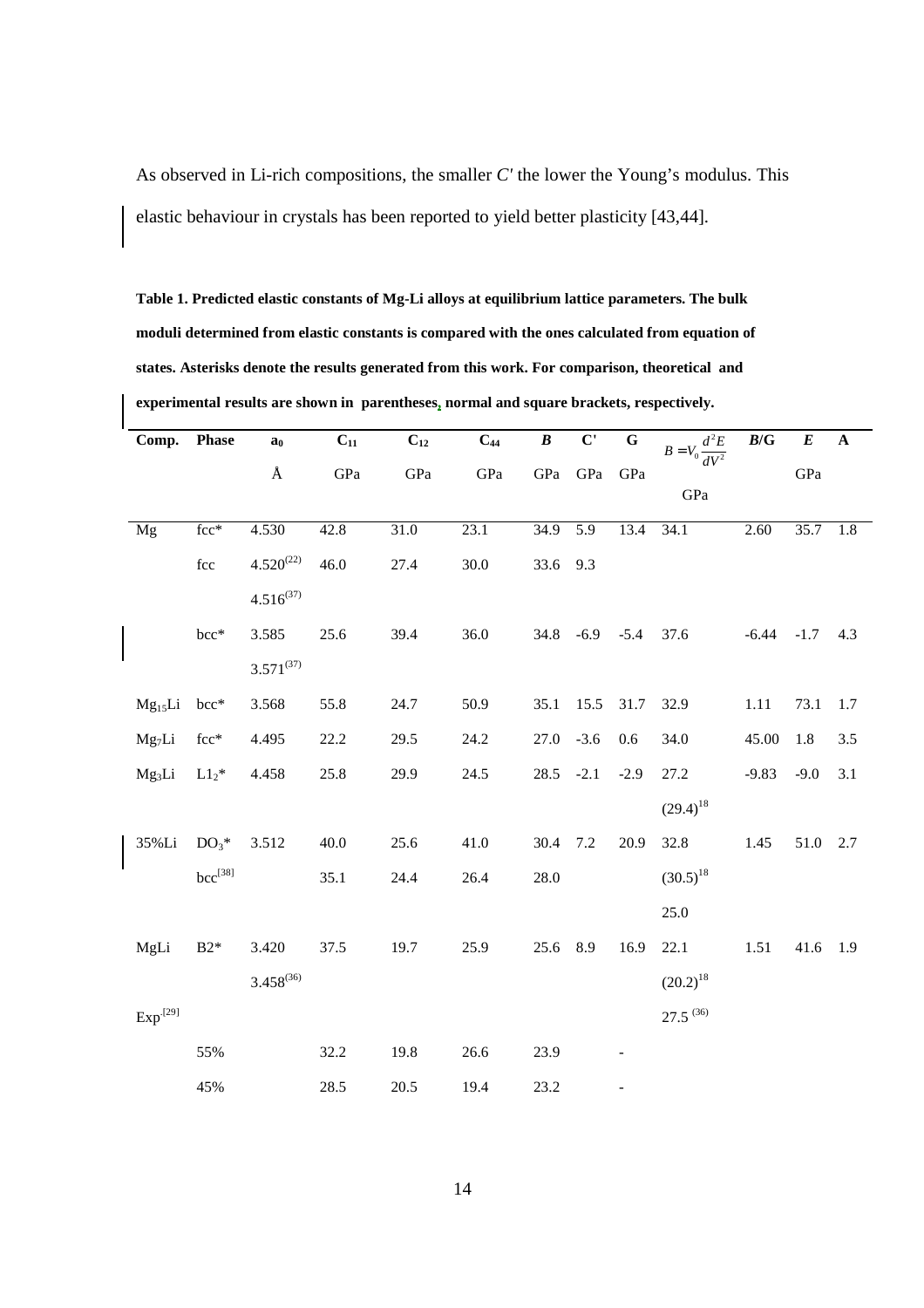As observed in Li-rich compositions, the smaller *C'* the lower the Young's modulus. This elastic behaviour in crystals has been reported to yield better plasticity [43,44].

**Table 1. Predicted elastic constants of Mg-Li alloys at equilibrium lattice parameters. The bulk moduli determined from elastic constants is compared with the ones calculated from equation of states. Asterisks denote the results generated from this work. For comparison, theoretical and experimental results are shown in parentheses, normal and square brackets, respectively.**

| Comp. | Phase | $a_0$ Å | $C_{11}$ GPa | $C_{12}$ GPa | $C_{44}$ GPa | *B* GPa | C' GPa | G GPa | $B = V_0 \frac{d^2E}{dV^2}$ GPa | *B*/G | *E* GPa | A |
|---|---|---|---|---|---|---|---|---|---|---|---|---|
| Mg | fcc* | 4.530 | 42.8 | 31.0 | 23.1 | 34.9 | 5.9 | 13.4 | 34.1 | 2.60 | 35.7 | 1.8 |
| | fcc | 4.520(22) | 46.0 | 27.4 | 30.0 | 33.6 | 9.3 | | | | | |
| | | 4.516(37) | | | | | | | | | | |
| | bcc* | 3.585 | 25.6 | 39.4 | 36.0 | 34.8 | -6.9 | -5.4 | 37.6 | -6.44 | -1.7 | 4.3 |
| | | 3.571(37) | | | | | | | | | | |
| $Mg_{15}Li$ | bcc* | 3.568 | 55.8 | 24.7 | 50.9 | 35.1 | 15.5 | 31.7 | 32.9 | 1.11 | 73.1 | 1.7 |
| $Mg_7Li$ | fcc* | 4.495 | 22.2 | 29.5 | 24.2 | 27.0 | -3.6 | 0.6 | 34.0 | 45.00 | 1.8 | 3.5 |
| $Mg_3Li$ | $L1_2$* | 4.458 | 25.8 | 29.9 | 24.5 | 28.5 | -2.1 | -2.9 | 27.2 | -9.83 | -9.0 | 3.1 |
| | | | | | | | | | (29.4)18 | | | |
| 35%Li | $DO_3$* | 3.512 | 40.0 | 25.6 | 41.0 | 30.4 | 7.2 | 20.9 | 32.8 | 1.45 | 51.0 | 2.7 |
| | bcc[38] | | 35.1 | 24.4 | 26.4 | 28.0 | | | (30.5)18 | | | |
| | | | | | | | | | 25.0 | | | |
| MgLi | B2* | 3.420 | 37.5 | 19.7 | 25.9 | 25.6 | 8.9 | 16.9 | 22.1 | 1.51 | 41.6 | 1.9 |
| | | 3.458(36) | | | | | | | (20.2)18 | | | |
| Exp[29] | | | | | | | | | 27.5 (36) | | | |
| | 55% | | 32.2 | 19.8 | 26.6 | 23.9 | | - | | | | |
| | 45% | | 28.5 | 20.5 | 19.4 | 23.2 | | - | | | | |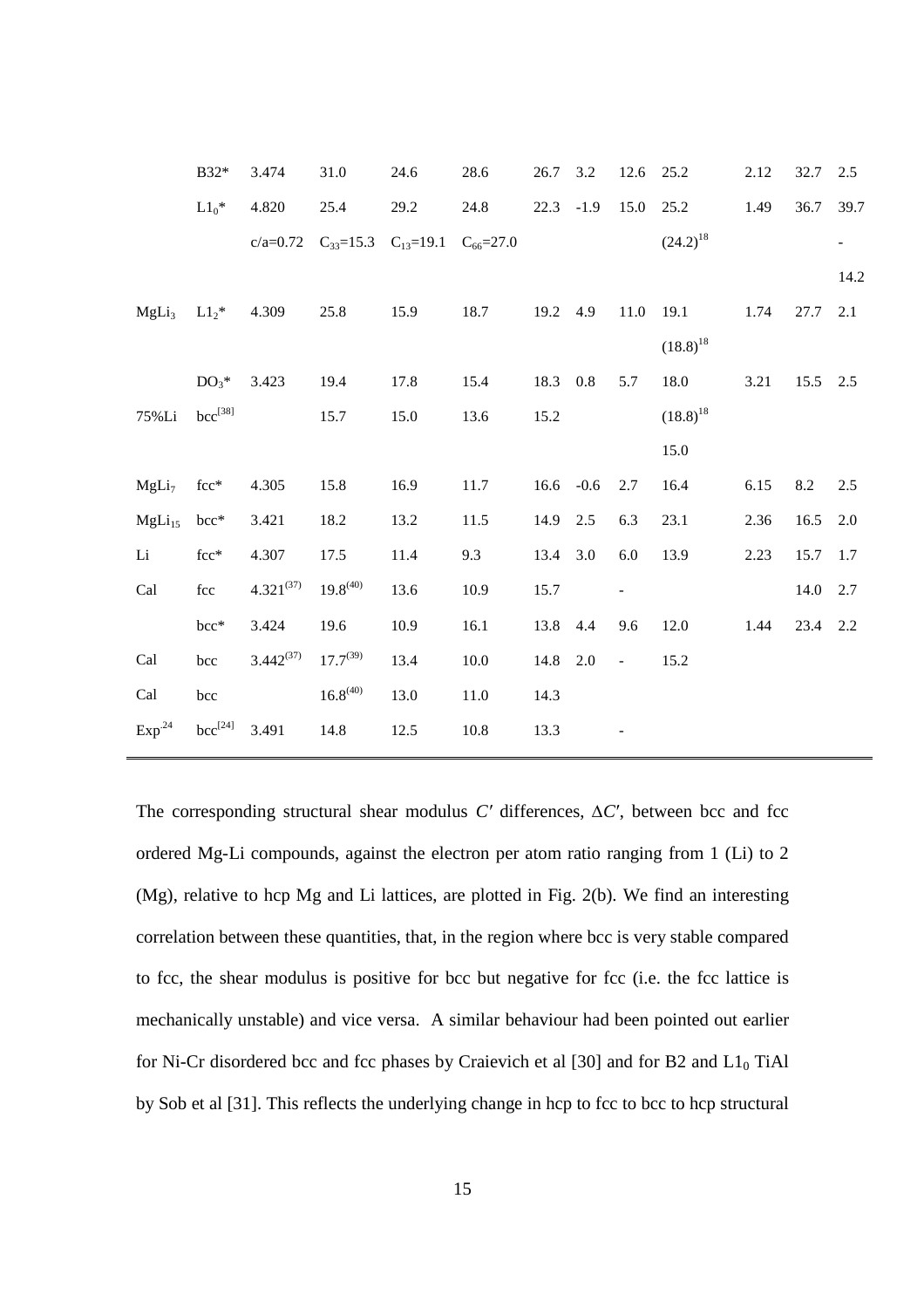| | | | | | | | | | | | | | |
|---|---|---|---|---|---|---|---|---|---|---|---|---|---|
| | B32* | 3.474 | 31.0 | 24.6 | 28.6 | 26.7 | 3.2 | 12.6 | 25.2 | 2.12 | 32.7 | 2.5 |
| | $L1_0$* | 4.820 | 25.4 | 29.2 | 24.8 | 22.3 | -1.9 | 15.0 | 25.2 | 1.49 | 36.7 | 39.7 |
| | | c/a=0.72 | $C_{33}$=15.3 | $C_{13}$=19.1 | $C_{66}$=27.0 | | | | $(24.2)^{18}$ | | | -14.2 |
| $MgLi_3$ | $L1_2$* | 4.309 | 25.8 | 15.9 | 18.7 | 19.2 | 4.9 | 11.0 | 19.1 $(18.8)^{18}$ | 1.74 | 27.7 | 2.1 |
| | $DO_3$* | 3.423 | 19.4 | 17.8 | 15.4 | 18.3 | 0.8 | 5.7 | 18.0 | 3.21 | 15.5 | 2.5 |
| 75%Li | bcc[38] | | 15.7 | 15.0 | 13.6 | 15.2 | | | $(18.8)^{18}$ 15.0 | | | |
| $MgLi_7$ | fcc* | 4.305 | 15.8 | 16.9 | 11.7 | 16.6 | -0.6 | 2.7 | 16.4 | 6.15 | 8.2 | 2.5 |
| $MgLi_{15}$ | bcc* | 3.421 | 18.2 | 13.2 | 11.5 | 14.9 | 2.5 | 6.3 | 23.1 | 2.36 | 16.5 | 2.0 |
| Li | fcc* | 4.307 | 17.5 | 11.4 | 9.3 | 13.4 | 3.0 | 6.0 | 13.9 | 2.23 | 15.7 | 1.7 |
| Cal | fcc | 4.321(37) | 19.8(40) | 13.6 | 10.9 | 15.7 | | - | | | 14.0 | 2.7 |
| | bcc* | 3.424 | 19.6 | 10.9 | 16.1 | 13.8 | 4.4 | 9.6 | 12.0 | 1.44 | 23.4 | 2.2 |
| Cal | bcc | 3.442(37) | 17.7(39) | 13.4 | 10.0 | 14.8 | 2.0 | - | 15.2 | | | |
| Cal | bcc | | 16.8(40) | 13.0 | 11.0 | 14.3 | | | | | | |
| Exp.24 | bcc[24] | 3.491 | 14.8 | 12.5 | 10.8 | 13.3 | | - | | | | |

The corresponding structural shear modulus $C'$ differences, $\Delta C'$, between bcc and fcc ordered Mg-Li compounds, against the electron per atom ratio ranging from 1 (Li) to 2 (Mg), relative to hcp Mg and Li lattices, are plotted in Fig. 2(b). We find an interesting correlation between these quantities, that, in the region where bcc is very stable compared to fcc, the shear modulus is positive for bcc but negative for fcc (i.e. the fcc lattice is mechanically unstable) and vice versa. A similar behaviour had been pointed out earlier for Ni-Cr disordered bcc and fcc phases by Craievich et al [30] and for B2 and $L1_0$ TiAl by Sob et al [31]. This reflects the underlying change in hcp to fcc to bcc to hcp structural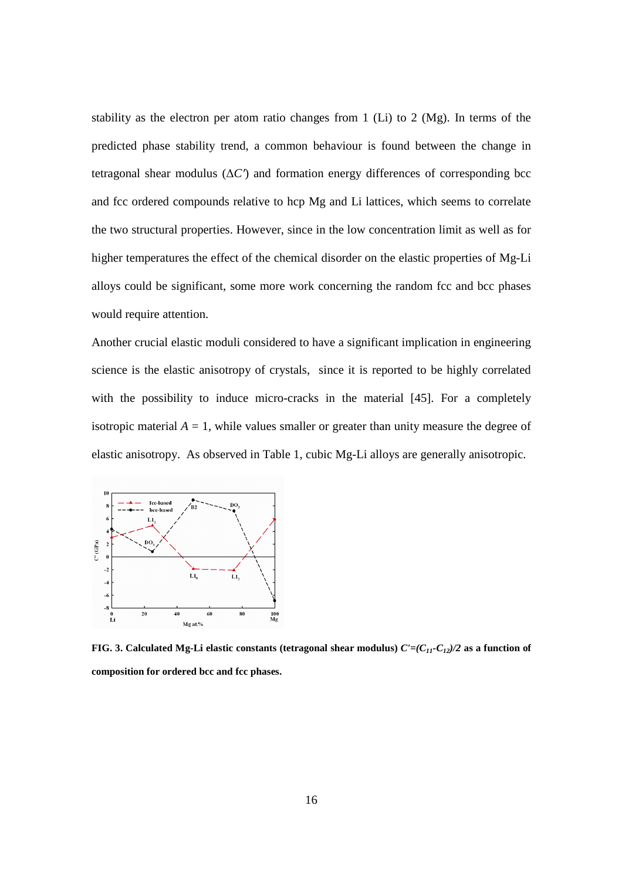stability as the electron per atom ratio changes from 1 (Li) to 2 (Mg). In terms of the predicted phase stability trend, a common behaviour is found between the change in tetragonal shear modulus ($\Delta C'$) and formation energy differences of corresponding bcc and fcc ordered compounds relative to hcp Mg and Li lattices, which seems to correlate the two structural properties. However, since in the low concentration limit as well as for higher temperatures the effect of the chemical disorder on the elastic properties of Mg-Li alloys could be significant, some more work concerning the random fcc and bcc phases would require attention.

Another crucial elastic moduli considered to have a significant implication in engineering science is the elastic anisotropy of crystals, since it is reported to be highly correlated with the possibility to induce micro-cracks in the material [45]. For a completely isotropic material $A = 1$, while values smaller or greater than unity measure the degree of elastic anisotropy. As observed in Table 1, cubic Mg-Li alloys are generally anisotropic.

**FIG. 3. Calculated Mg-Li elastic constants (tetragonal shear modulus) $C'=(C_{11}-C_{12})/2$ as a function of composition for ordered bcc and fcc phases.**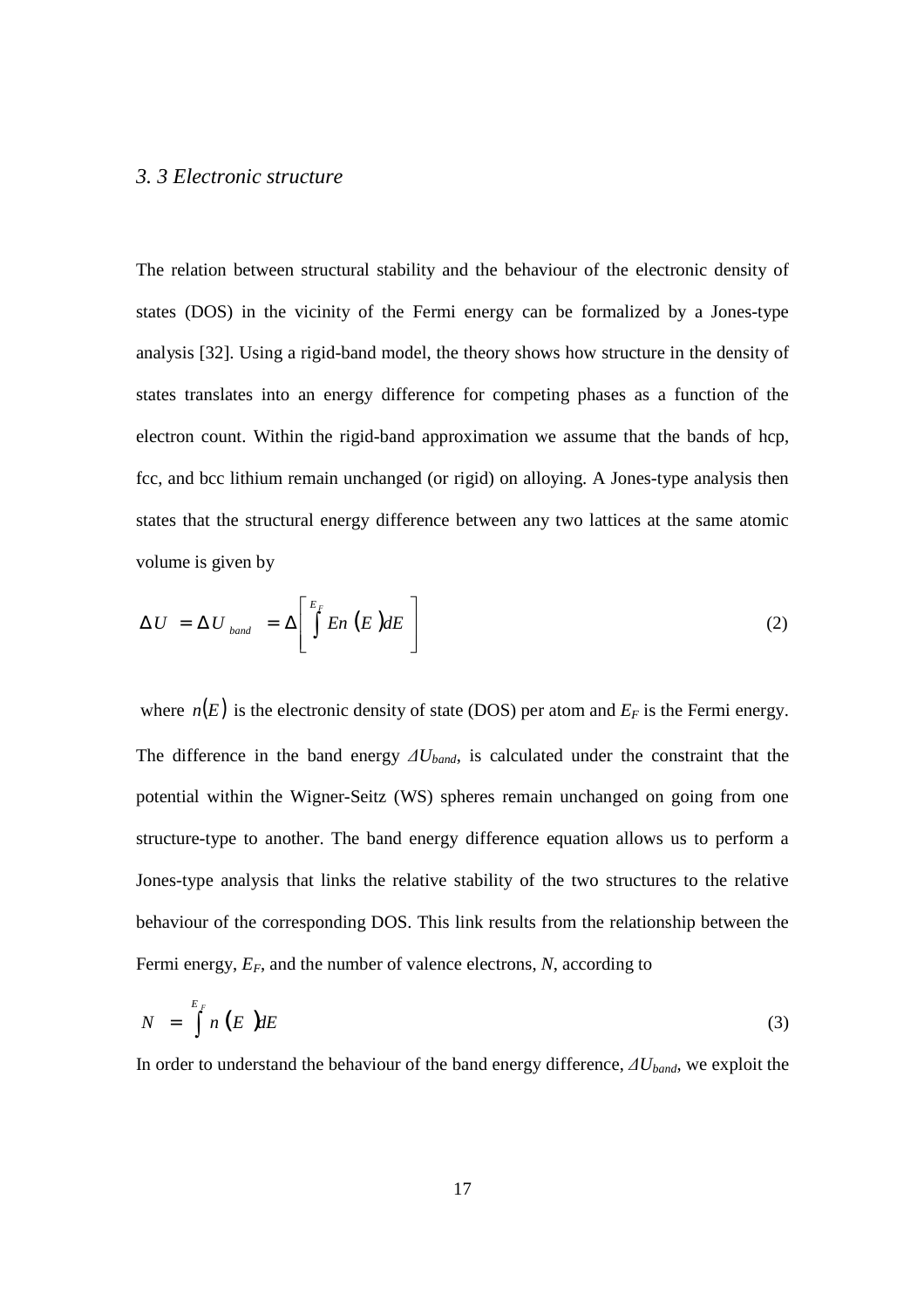### *3. 3 Electronic structure*

The relation between structural stability and the behaviour of the electronic density of states (DOS) in the vicinity of the Fermi energy can be formalized by a Jones-type analysis [32]. Using a rigid-band model, the theory shows how structure in the density of states translates into an energy difference for competing phases as a function of the electron count. Within the rigid-band approximation we assume that the bands of hcp, fcc, and bcc lithium remain unchanged (or rigid) on alloying. A Jones-type analysis then states that the structural energy difference between any two lattices at the same atomic volume is given by

$$\Delta U = \Delta U_{band} = \Delta\left[\int^{E_F} En(E)dE\right] \tag{2}$$

where $n(E)$ is the electronic density of state (DOS) per atom and $E_F$ is the Fermi energy. The difference in the band energy $\Delta U_{band}$, is calculated under the constraint that the potential within the Wigner-Seitz (WS) spheres remain unchanged on going from one structure-type to another. The band energy difference equation allows us to perform a Jones-type analysis that links the relative stability of the two structures to the relative behaviour of the corresponding DOS. This link results from the relationship between the Fermi energy, $E_F$, and the number of valence electrons, $N$, according to

$$N = \int^{E_F} n(E)dE \tag{3}$$

In order to understand the behaviour of the band energy difference, $\Delta U_{band}$, we exploit the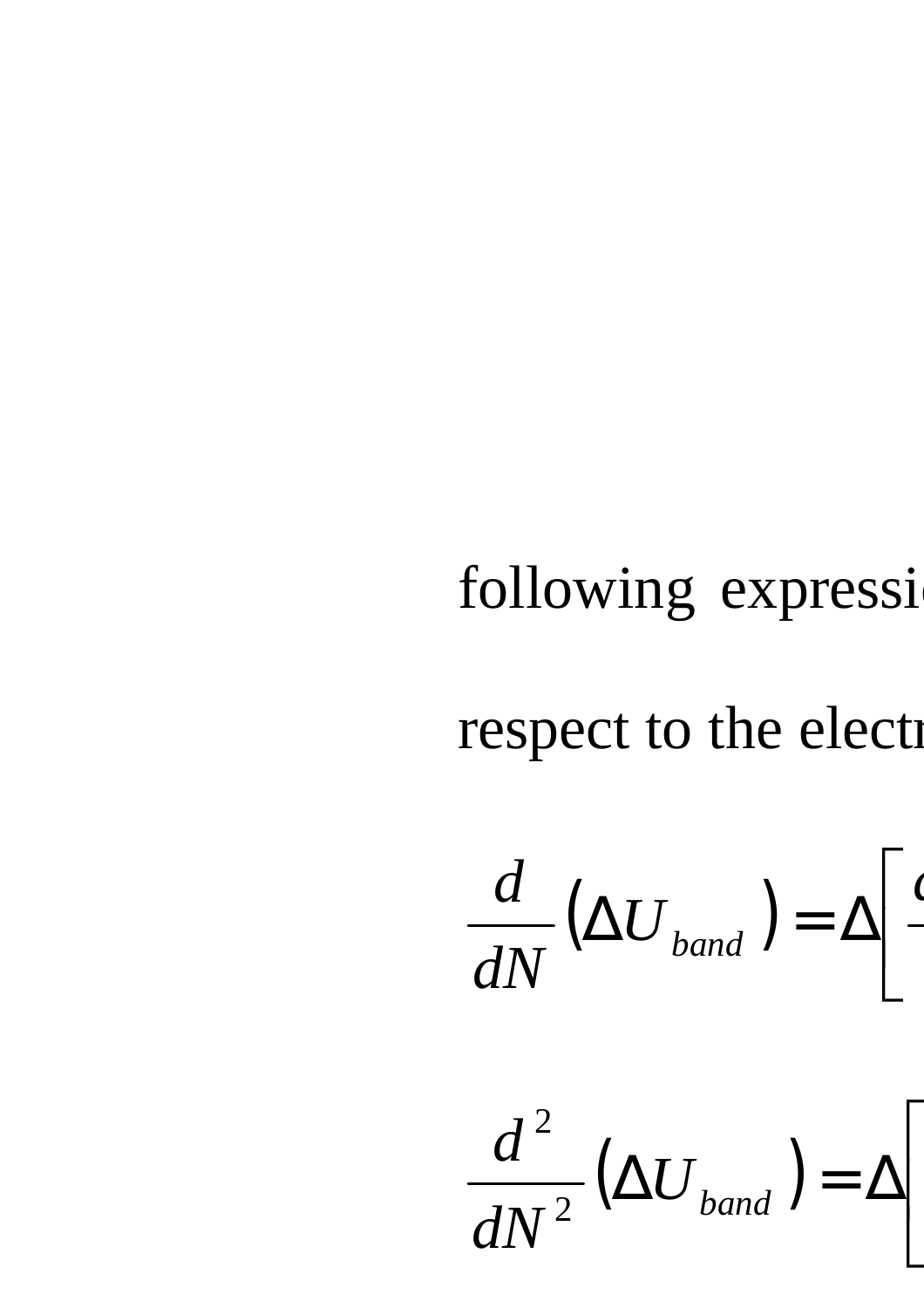following expressi

respect to the electr

$$\frac{d}{dN}\left(\Delta U_{band}\right) = \Delta\left[\right.$$

$$\frac{d^2}{dN^2}\left(\Delta U_{band}\right) = \Delta\left[\right.$$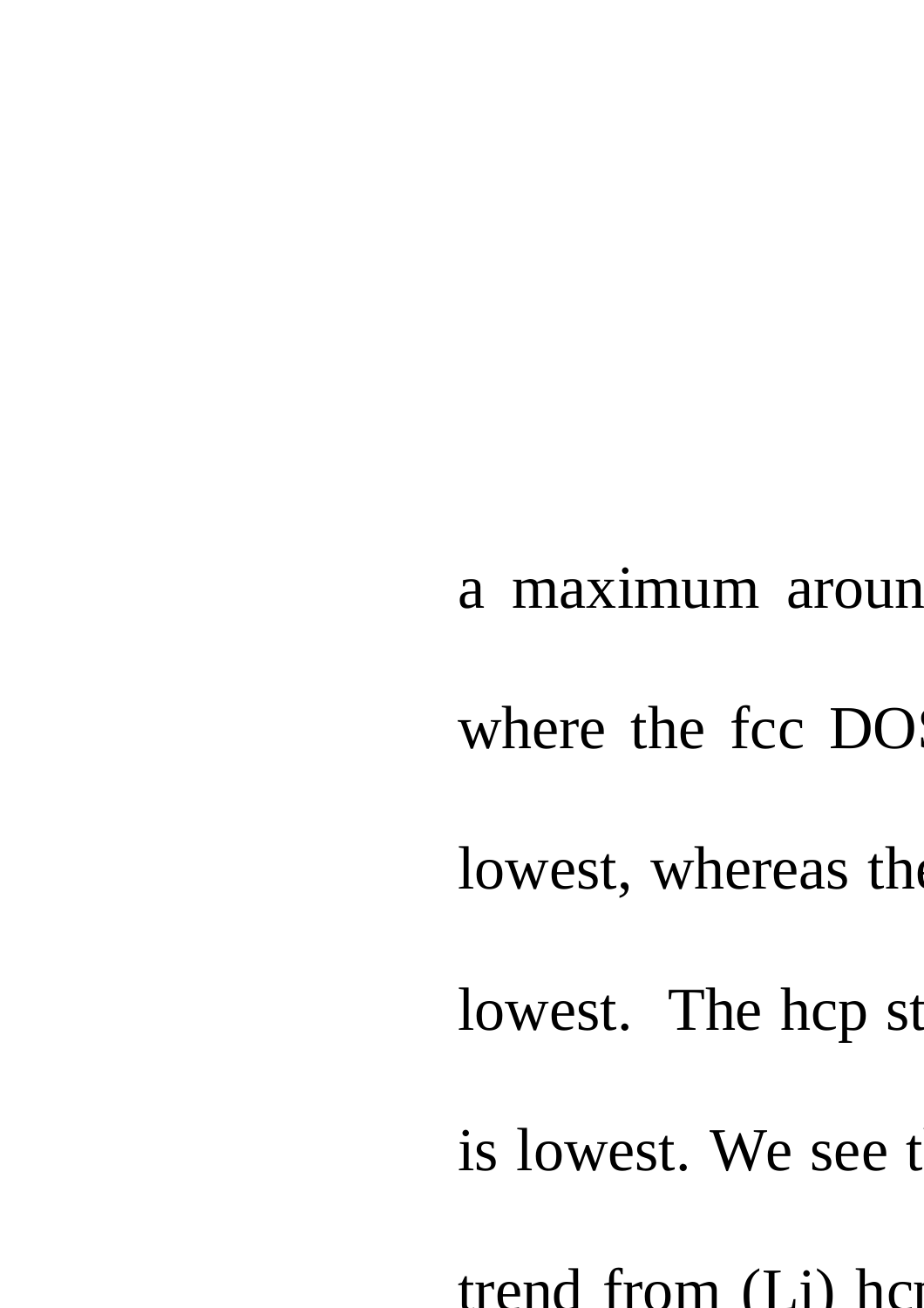a maximum aroun

where the fcc DOS

lowest, whereas the

lowest. The hcp st

is lowest. We see t

trend from (Li) hcp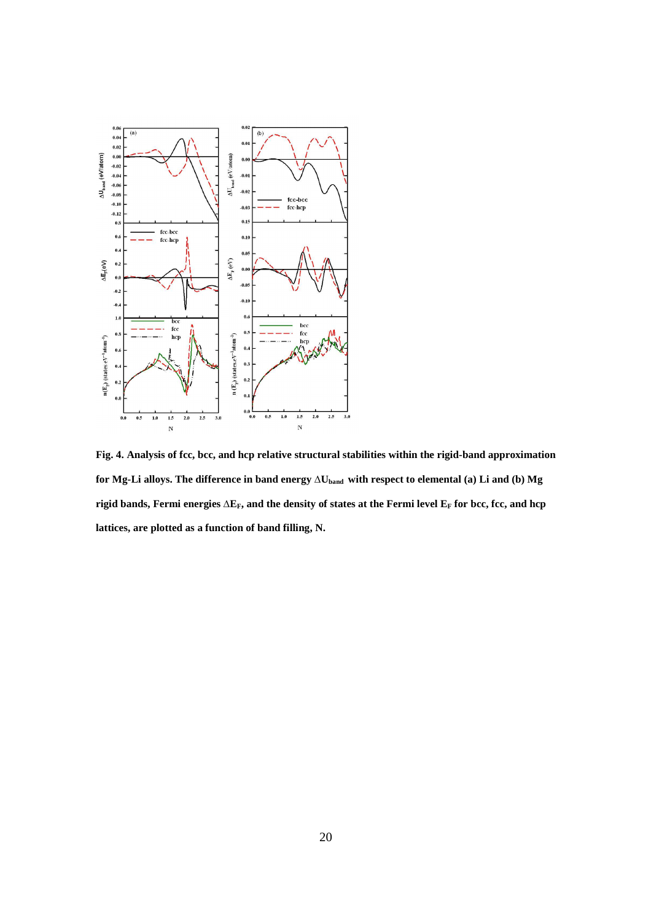**Fig. 4. Analysis of fcc, bcc, and hcp relative structural stabilities within the rigid-band approximation for Mg-Li alloys. The difference in band energy $\Delta U_{band}$ with respect to elemental (a) Li and (b) Mg rigid bands, Fermi energies $\Delta E_F$, and the density of states at the Fermi level $E_F$ for bcc, fcc, and hcp lattices, are plotted as a function of band filling, N.**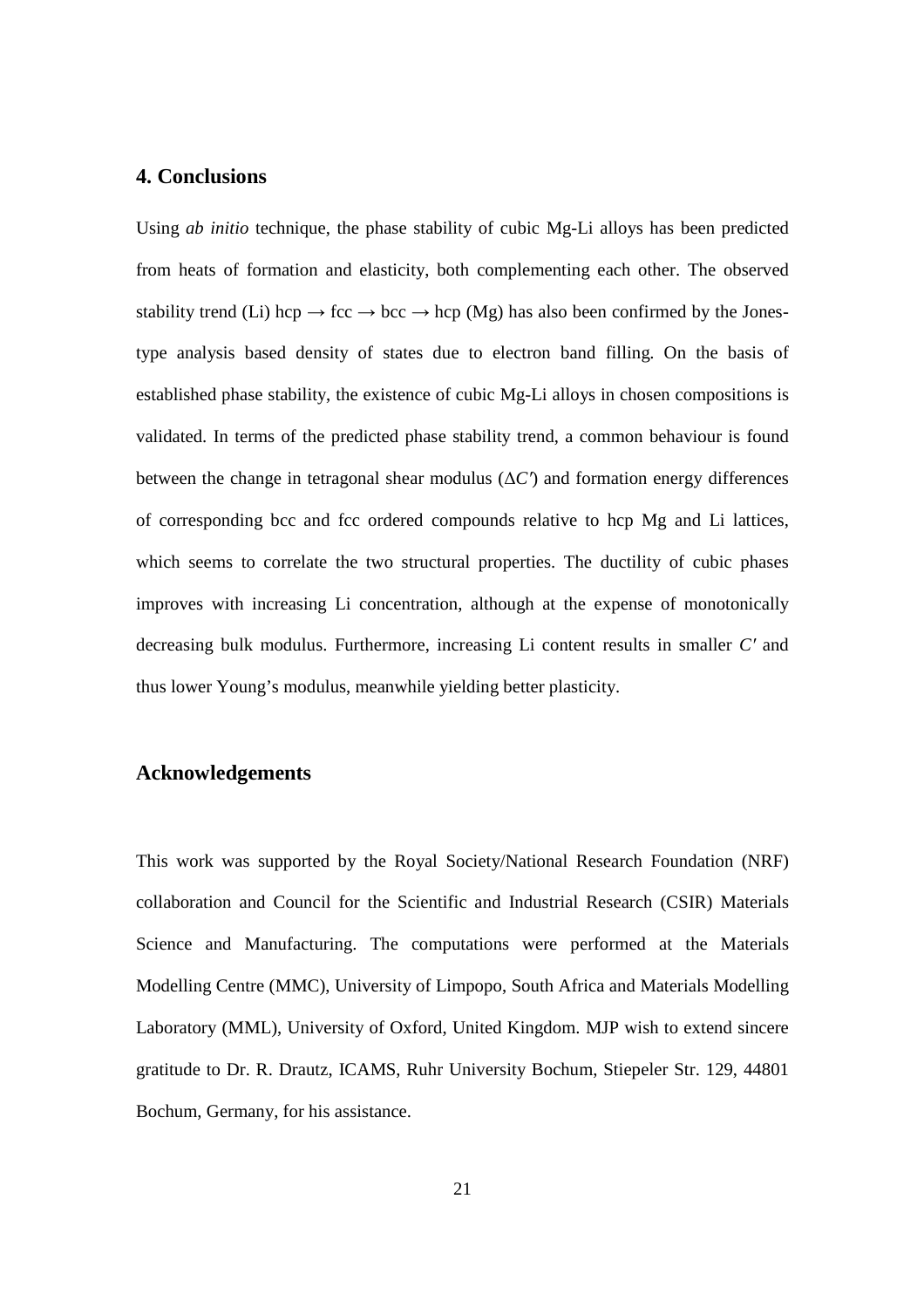## 4. Conclusions

Using *ab initio* technique, the phase stability of cubic Mg-Li alloys has been predicted from heats of formation and elasticity, both complementing each other. The observed stability trend (Li) hcp → fcc → bcc → hcp (Mg) has also been confirmed by the Jones-type analysis based density of states due to electron band filling. On the basis of established phase stability, the existence of cubic Mg-Li alloys in chosen compositions is validated. In terms of the predicted phase stability trend, a common behaviour is found between the change in tetragonal shear modulus ($\Delta C'$) and formation energy differences of corresponding bcc and fcc ordered compounds relative to hcp Mg and Li lattices, which seems to correlate the two structural properties. The ductility of cubic phases improves with increasing Li concentration, although at the expense of monotonically decreasing bulk modulus. Furthermore, increasing Li content results in smaller $C'$ and thus lower Young's modulus, meanwhile yielding better plasticity.

## Acknowledgements

This work was supported by the Royal Society/National Research Foundation (NRF) collaboration and Council for the Scientific and Industrial Research (CSIR) Materials Science and Manufacturing. The computations were performed at the Materials Modelling Centre (MMC), University of Limpopo, South Africa and Materials Modelling Laboratory (MML), University of Oxford, United Kingdom. MJP wish to extend sincere gratitude to Dr. R. Drautz, ICAMS, Ruhr University Bochum, Stiepeler Str. 129, 44801 Bochum, Germany, for his assistance.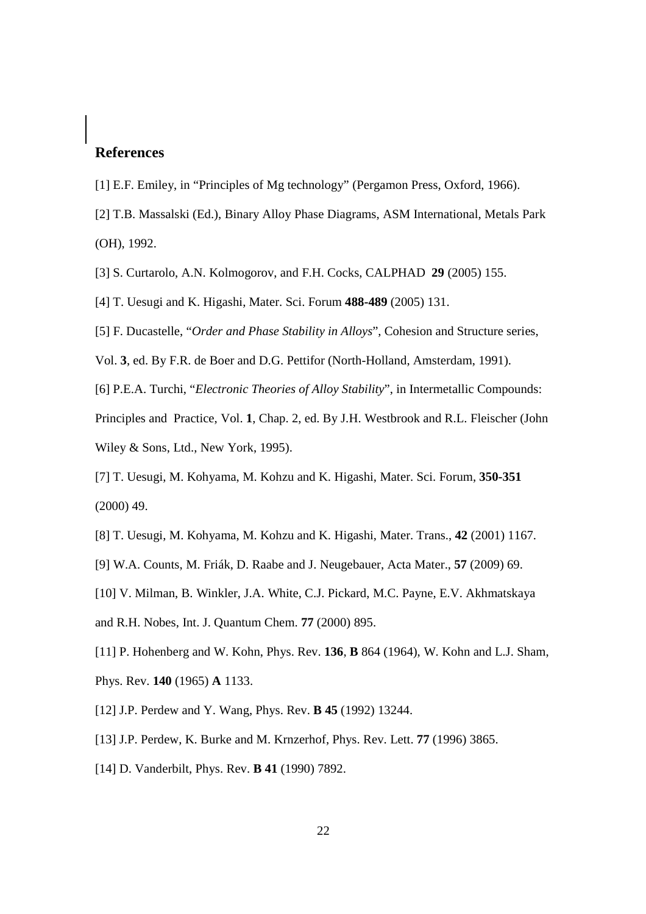## References

[1] E.F. Emiley, in "Principles of Mg technology" (Pergamon Press, Oxford, 1966).

[2] T.B. Massalski (Ed.), Binary Alloy Phase Diagrams, ASM International, Metals Park (OH), 1992.

[3] S. Curtarolo, A.N. Kolmogorov, and F.H. Cocks, CALPHAD **29** (2005) 155.

[4] T. Uesugi and K. Higashi, Mater. Sci. Forum **488-489** (2005) 131.

[5] F. Ducastelle, "*Order and Phase Stability in Alloys*", Cohesion and Structure series, Vol. **3**, ed. By F.R. de Boer and D.G. Pettifor (North-Holland, Amsterdam, 1991).

[6] P.E.A. Turchi, "*Electronic Theories of Alloy Stability*", in Intermetallic Compounds: Principles and Practice, Vol. **1**, Chap. 2, ed. By J.H. Westbrook and R.L. Fleischer (John Wiley & Sons, Ltd., New York, 1995).

[7] T. Uesugi, M. Kohyama, M. Kohzu and K. Higashi, Mater. Sci. Forum, **350-351** (2000) 49.

[8] T. Uesugi, M. Kohyama, M. Kohzu and K. Higashi, Mater. Trans., **42** (2001) 1167.

[9] W.A. Counts, M. Friák, D. Raabe and J. Neugebauer, Acta Mater., **57** (2009) 69.

[10] V. Milman, B. Winkler, J.A. White, C.J. Pickard, M.C. Payne, E.V. Akhmatskaya and R.H. Nobes, Int. J. Quantum Chem. **77** (2000) 895.

[11] P. Hohenberg and W. Kohn, Phys. Rev. **136**, **B** 864 (1964), W. Kohn and L.J. Sham, Phys. Rev. **140** (1965) **A** 1133.

[12] J.P. Perdew and Y. Wang, Phys. Rev. **B 45** (1992) 13244.

[13] J.P. Perdew, K. Burke and M. Krnzerhof, Phys. Rev. Lett. **77** (1996) 3865.

[14] D. Vanderbilt, Phys. Rev. **B 41** (1990) 7892.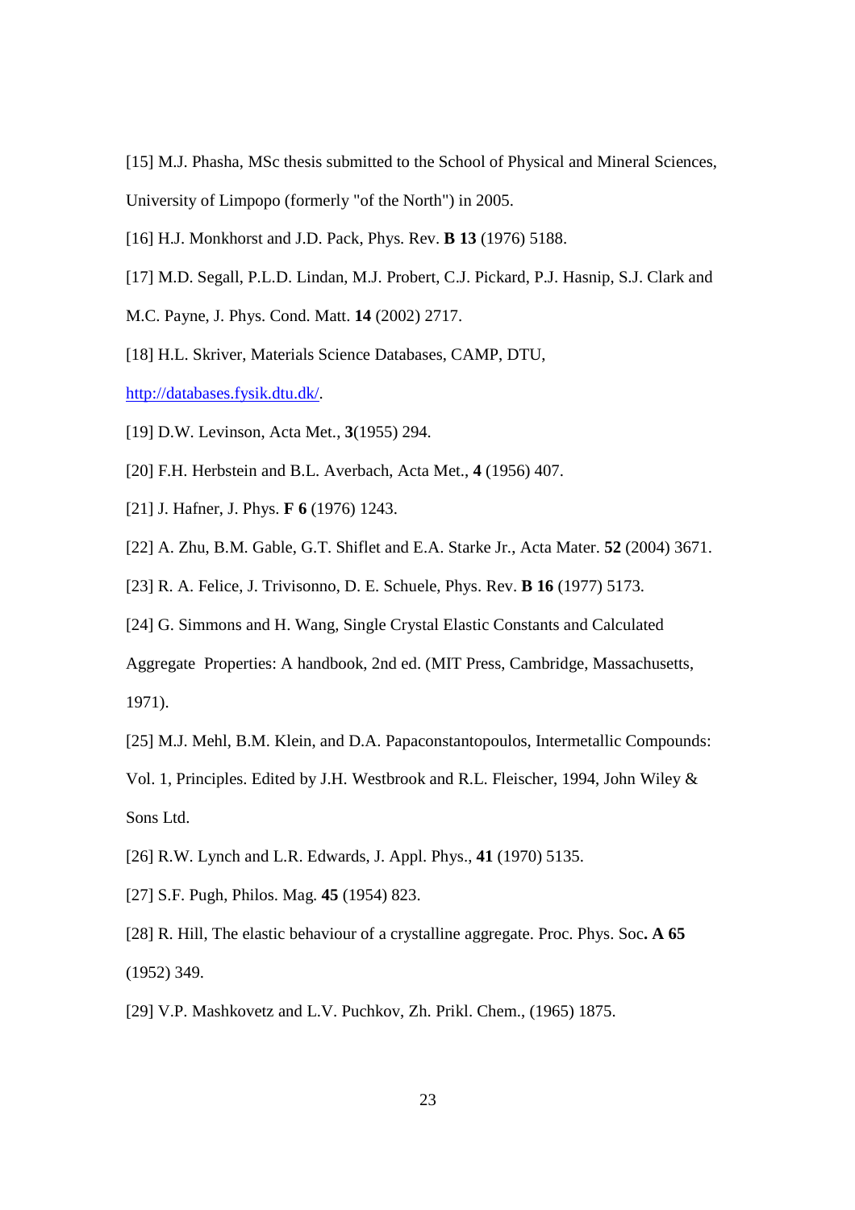[15] M.J. Phasha, MSc thesis submitted to the School of Physical and Mineral Sciences, University of Limpopo (formerly "of the North") in 2005.

[16] H.J. Monkhorst and J.D. Pack, Phys. Rev. **B 13** (1976) 5188.

[17] M.D. Segall, P.L.D. Lindan, M.J. Probert, C.J. Pickard, P.J. Hasnip, S.J. Clark and M.C. Payne, J. Phys. Cond. Matt. **14** (2002) 2717.

[18] H.L. Skriver, Materials Science Databases, CAMP, DTU, http://databases.fysik.dtu.dk/.

[19] D.W. Levinson, Acta Met., **3**(1955) 294.

[20] F.H. Herbstein and B.L. Averbach, Acta Met., **4** (1956) 407.

[21] J. Hafner, J. Phys. **F 6** (1976) 1243.

[22] A. Zhu, B.M. Gable, G.T. Shiflet and E.A. Starke Jr., Acta Mater. **52** (2004) 3671.

[23] R. A. Felice, J. Trivisonno, D. E. Schuele, Phys. Rev. **B 16** (1977) 5173.

[24] G. Simmons and H. Wang, Single Crystal Elastic Constants and Calculated Aggregate Properties: A handbook, 2nd ed. (MIT Press, Cambridge, Massachusetts, 1971).

[25] M.J. Mehl, B.M. Klein, and D.A. Papaconstantopoulos, Intermetallic Compounds: Vol. 1, Principles. Edited by J.H. Westbrook and R.L. Fleischer, 1994, John Wiley & Sons Ltd.

[26] R.W. Lynch and L.R. Edwards, J. Appl. Phys., **41** (1970) 5135.

[27] S.F. Pugh, Philos. Mag. **45** (1954) 823.

[28] R. Hill, The elastic behaviour of a crystalline aggregate. Proc. Phys. Soc**. A 65** (1952) 349.

[29] V.P. Mashkovetz and L.V. Puchkov, Zh. Prikl. Chem., (1965) 1875.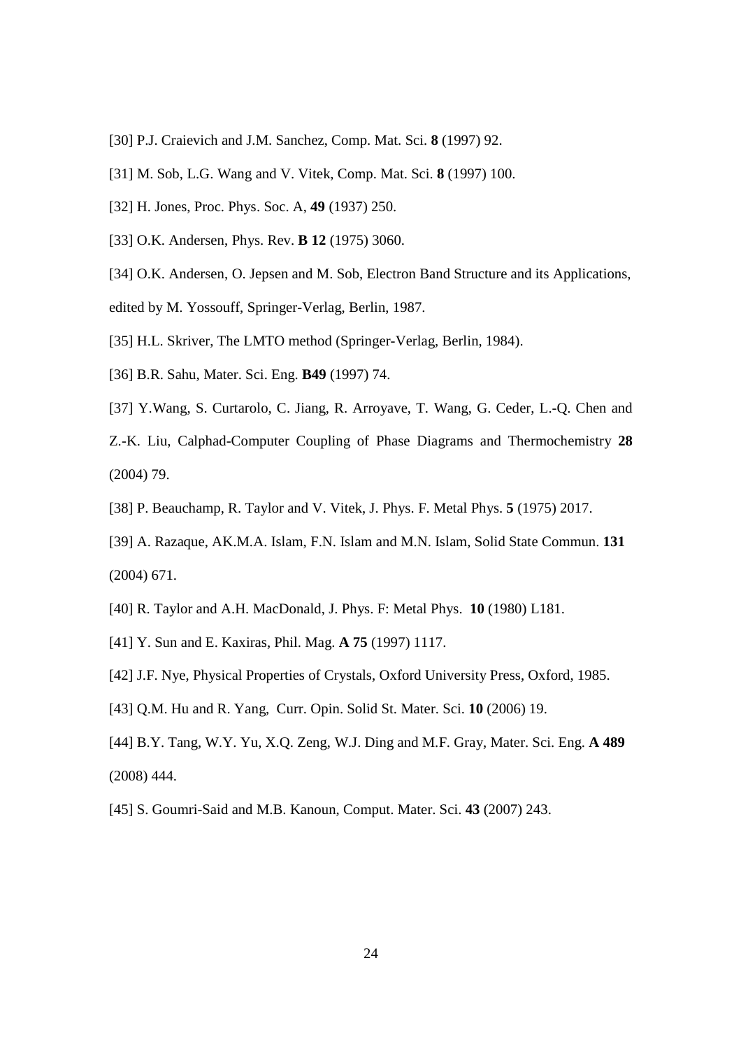[30] P.J. Craievich and J.M. Sanchez, Comp. Mat. Sci. **8** (1997) 92.

[31] M. Sob, L.G. Wang and V. Vitek, Comp. Mat. Sci. **8** (1997) 100.

[32] H. Jones, Proc. Phys. Soc. A, **49** (1937) 250.

[33] O.K. Andersen, Phys. Rev. **B 12** (1975) 3060.

[34] O.K. Andersen, O. Jepsen and M. Sob, Electron Band Structure and its Applications, edited by M. Yossouff, Springer-Verlag, Berlin, 1987.

[35] H.L. Skriver, The LMTO method (Springer-Verlag, Berlin, 1984).

[36] B.R. Sahu, Mater. Sci. Eng. **B49** (1997) 74.

[37] Y.Wang, S. Curtarolo, C. Jiang, R. Arroyave, T. Wang, G. Ceder, L.-Q. Chen and Z.-K. Liu, Calphad-Computer Coupling of Phase Diagrams and Thermochemistry **28** (2004) 79.

[38] P. Beauchamp, R. Taylor and V. Vitek, J. Phys. F. Metal Phys. **5** (1975) 2017.

[39] A. Razaque, AK.M.A. Islam, F.N. Islam and M.N. Islam, Solid State Commun. **131** (2004) 671.

[40] R. Taylor and A.H. MacDonald, J. Phys. F: Metal Phys. **10** (1980) L181.

[41] Y. Sun and E. Kaxiras, Phil. Mag. **A 75** (1997) 1117.

[42] J.F. Nye, Physical Properties of Crystals, Oxford University Press, Oxford, 1985.

[43] Q.M. Hu and R. Yang, Curr. Opin. Solid St. Mater. Sci. **10** (2006) 19.

[44] B.Y. Tang, W.Y. Yu, X.Q. Zeng, W.J. Ding and M.F. Gray, Mater. Sci. Eng. **A 489** (2008) 444.

[45] S. Goumri-Said and M.B. Kanoun, Comput. Mater. Sci. **43** (2007) 243.